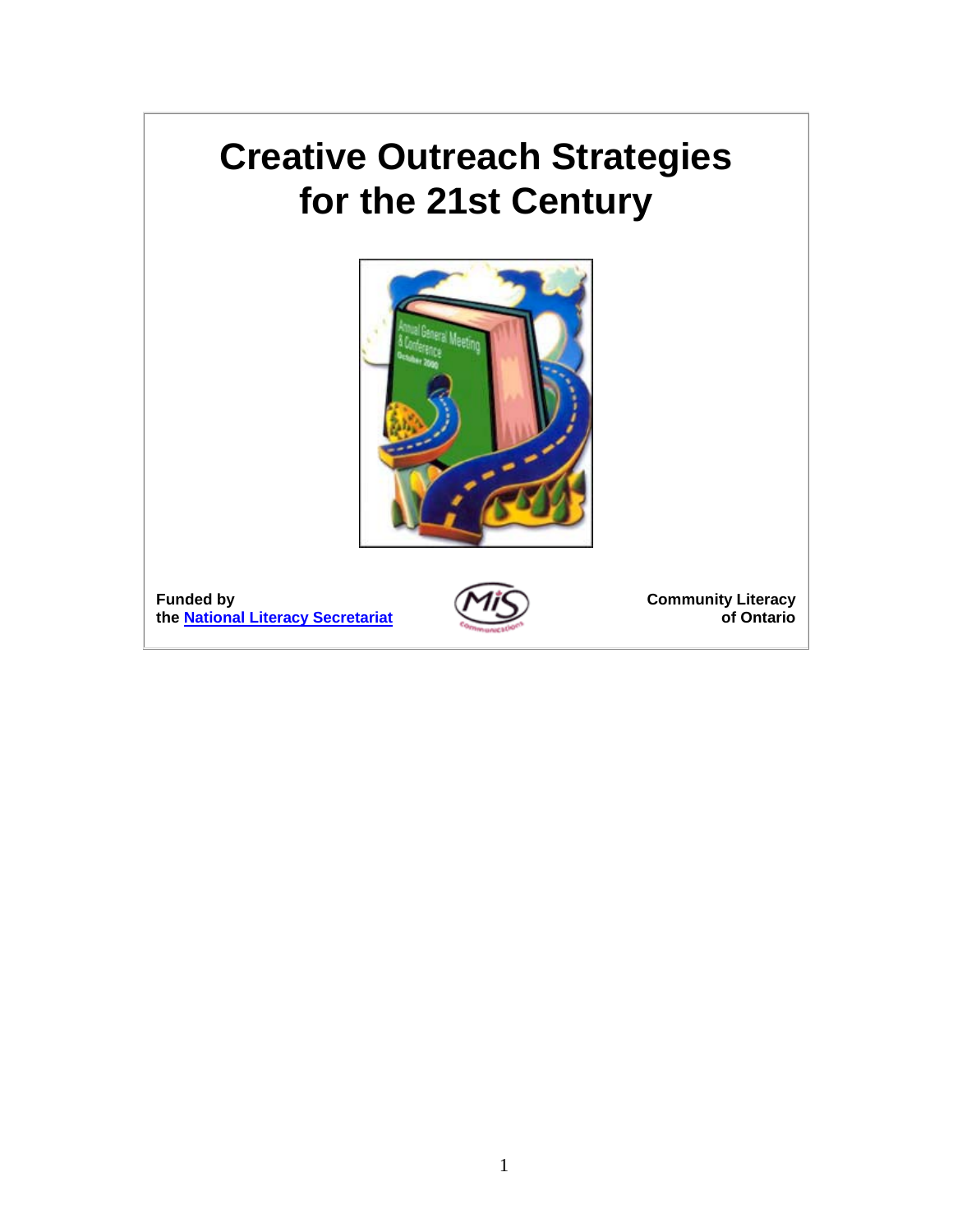# Creative Outreach Strategies for the 21st Century

**Funded by the National Literacy Secretariat**

**Community Literacy of Ontario**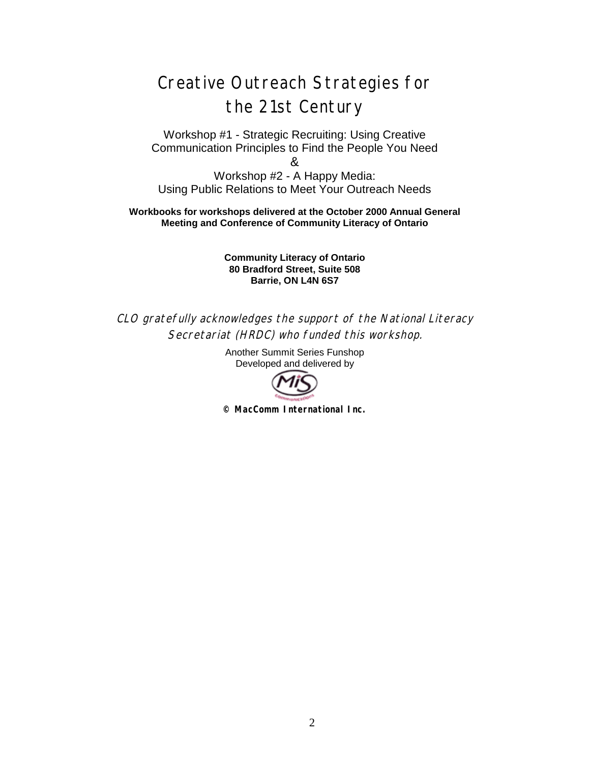# Creative Outreach Strategies for the 21st Century

Workshop #1 - Strategic Recruiting: Using Creative Communication Principles to Find the People You Need

&

Workshop #2 - A Happy Media: Using Public Relations to Meet Your Outreach Needs

**Workbooks for workshops delivered at the October 2000 Annual General Meeting and Conference of Community Literacy of Ontario**

**Community Literacy of Ontario**
**80 Bradford Street, Suite 508**
**Barrie, ON L4N 6S7**

*CLO gratefully acknowledges the support of the National Literacy Secretariat (HRDC) who funded this workshop.*

Another Summit Series Funshop
Developed and delivered by

MiS Communications

**© MacComm International Inc.**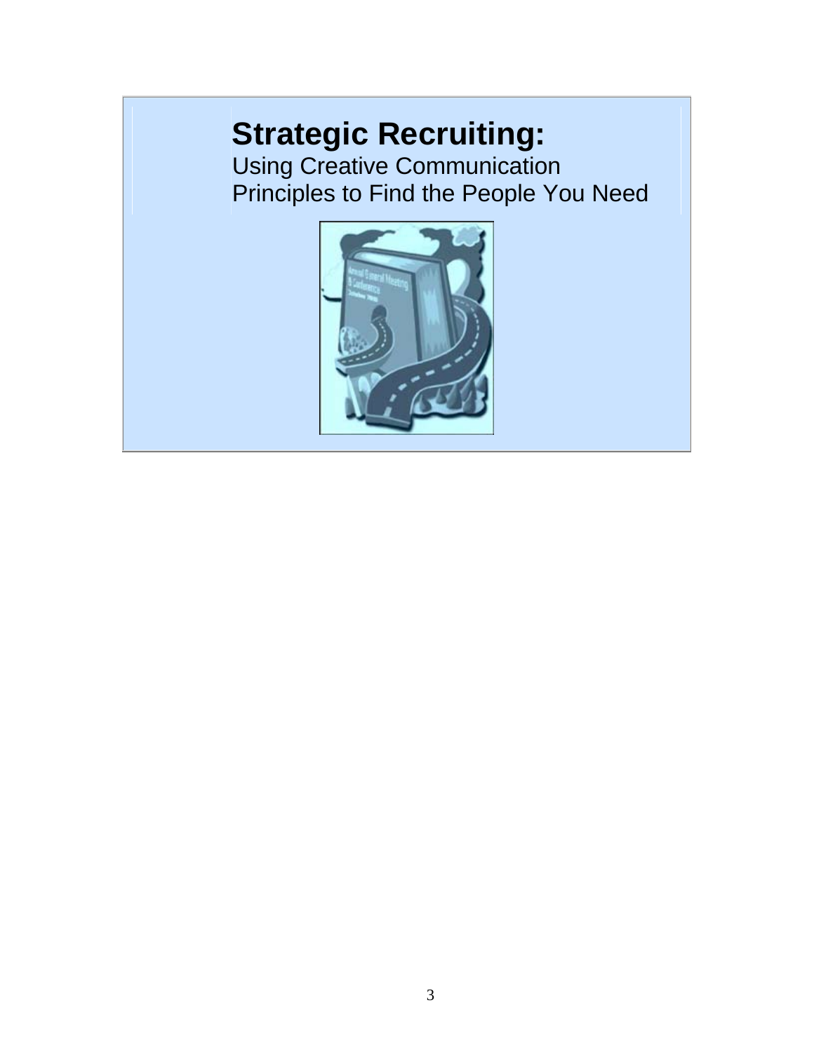# Strategic Recruiting:

Using Creative Communication Principles to Find the People You Need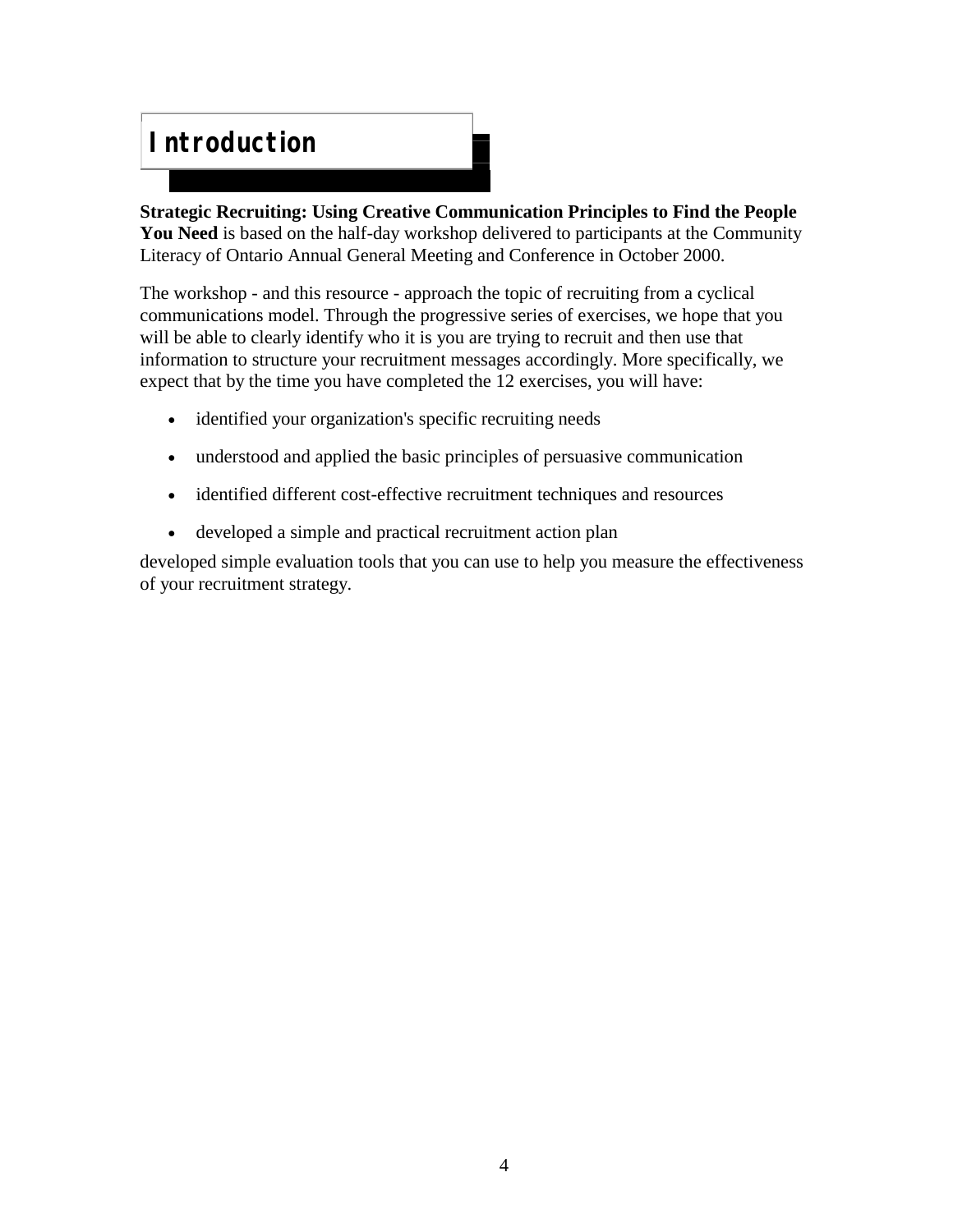# Introduction

**Strategic Recruiting: Using Creative Communication Principles to Find the People You Need** is based on the half-day workshop delivered to participants at the Community Literacy of Ontario Annual General Meeting and Conference in October 2000.

The workshop - and this resource - approach the topic of recruiting from a cyclical communications model. Through the progressive series of exercises, we hope that you will be able to clearly identify who it is you are trying to recruit and then use that information to structure your recruitment messages accordingly. More specifically, we expect that by the time you have completed the 12 exercises, you will have:

- identified your organization's specific recruiting needs
- understood and applied the basic principles of persuasive communication
- identified different cost-effective recruitment techniques and resources
- developed a simple and practical recruitment action plan

developed simple evaluation tools that you can use to help you measure the effectiveness of your recruitment strategy.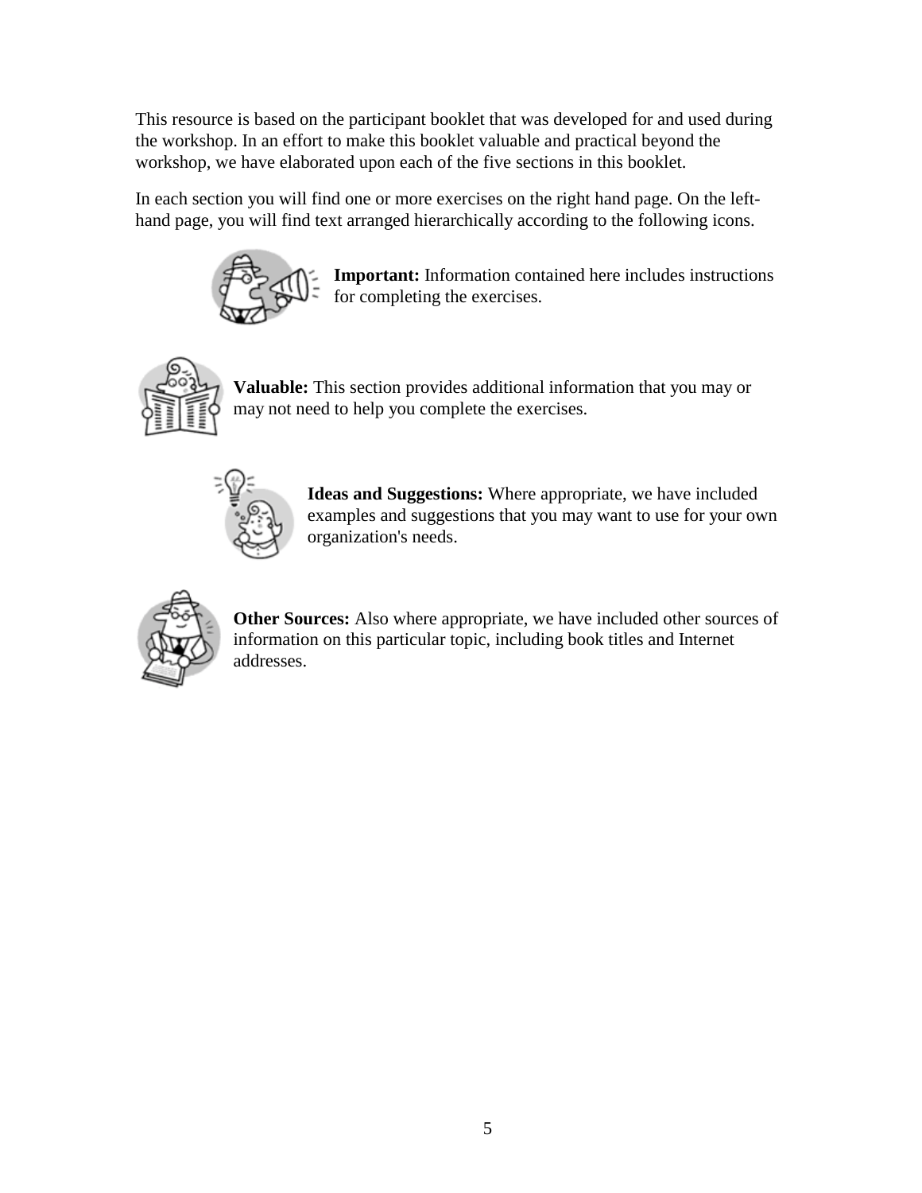This resource is based on the participant booklet that was developed for and used during the workshop. In an effort to make this booklet valuable and practical beyond the workshop, we have elaborated upon each of the five sections in this booklet.

In each section you will find one or more exercises on the right hand page. On the left-hand page, you will find text arranged hierarchically according to the following icons.

**Important:** Information contained here includes instructions for completing the exercises.

**Valuable:** This section provides additional information that you may or may not need to help you complete the exercises.

**Ideas and Suggestions:** Where appropriate, we have included examples and suggestions that you may want to use for your own organization's needs.

**Other Sources:** Also where appropriate, we have included other sources of information on this particular topic, including book titles and Internet addresses.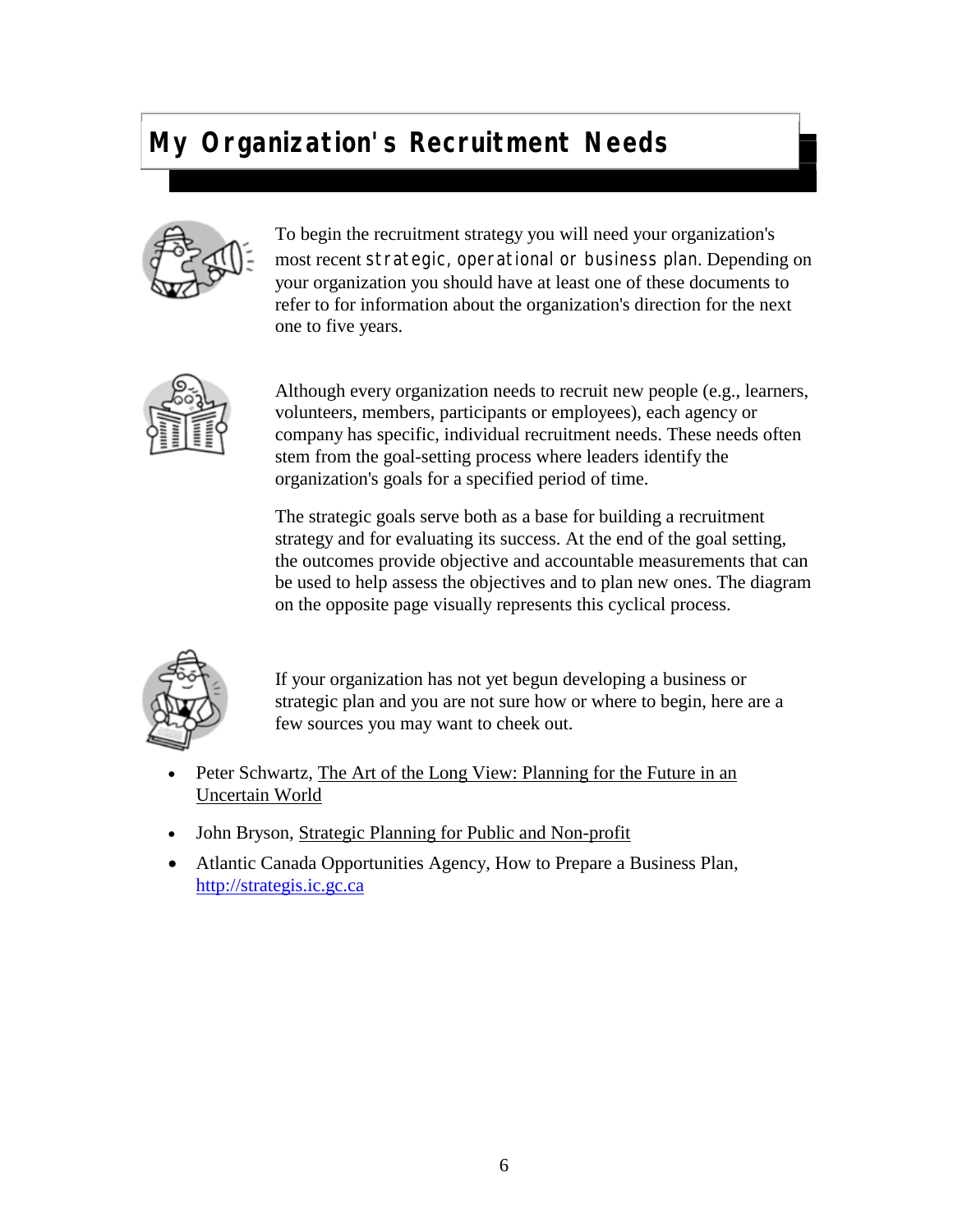# My Organization's Recruitment Needs

To begin the recruitment strategy you will need your organization's most recent strategic, operational or business plan. Depending on your organization you should have at least one of these documents to refer to for information about the organization's direction for the next one to five years.

Although every organization needs to recruit new people (e.g., learners, volunteers, members, participants or employees), each agency or company has specific, individual recruitment needs. These needs often stem from the goal-setting process where leaders identify the organization's goals for a specified period of time.

The strategic goals serve both as a base for building a recruitment strategy and for evaluating its success. At the end of the goal setting, the outcomes provide objective and accountable measurements that can be used to help assess the objectives and to plan new ones. The diagram on the opposite page visually represents this cyclical process.

If your organization has not yet begun developing a business or strategic plan and you are not sure how or where to begin, here are a few sources you may want to cheek out.

- Peter Schwartz, The Art of the Long View: Planning for the Future in an Uncertain World
- John Bryson, Strategic Planning for Public and Non-profit
- Atlantic Canada Opportunities Agency, How to Prepare a Business Plan, http://strategis.ic.gc.ca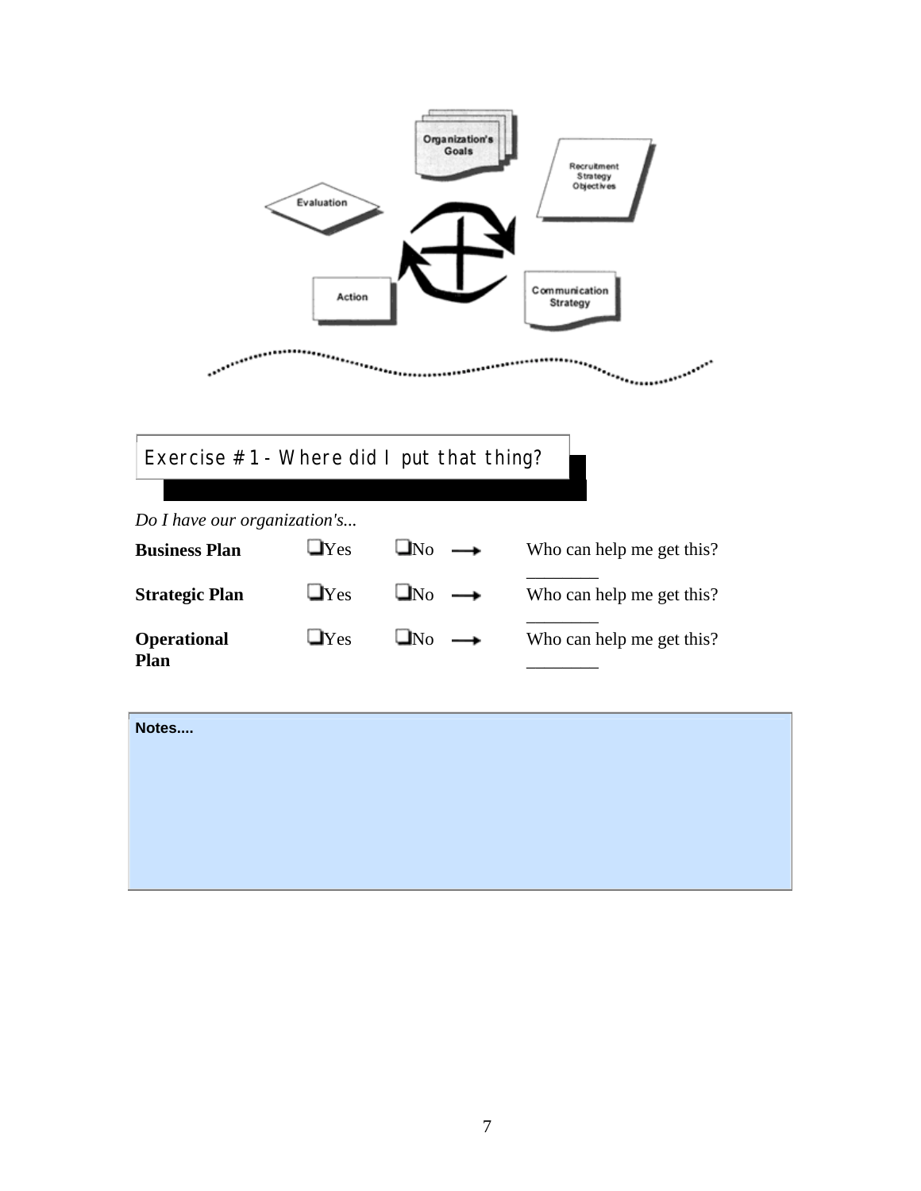## Exercise # 1 - Where did I put that thing?

*Do I have our organization's...*

| | | | | |
|---|---|---|---|---|
| **Business Plan** | ❑Yes | ❑No | → | Who can help me get this? ________ |
| **Strategic Plan** | ❑Yes | ❑No | → | Who can help me get this? ________ |
| **Operational Plan** | ❑Yes | ❑No | → | Who can help me get this? ________ |

**Notes....**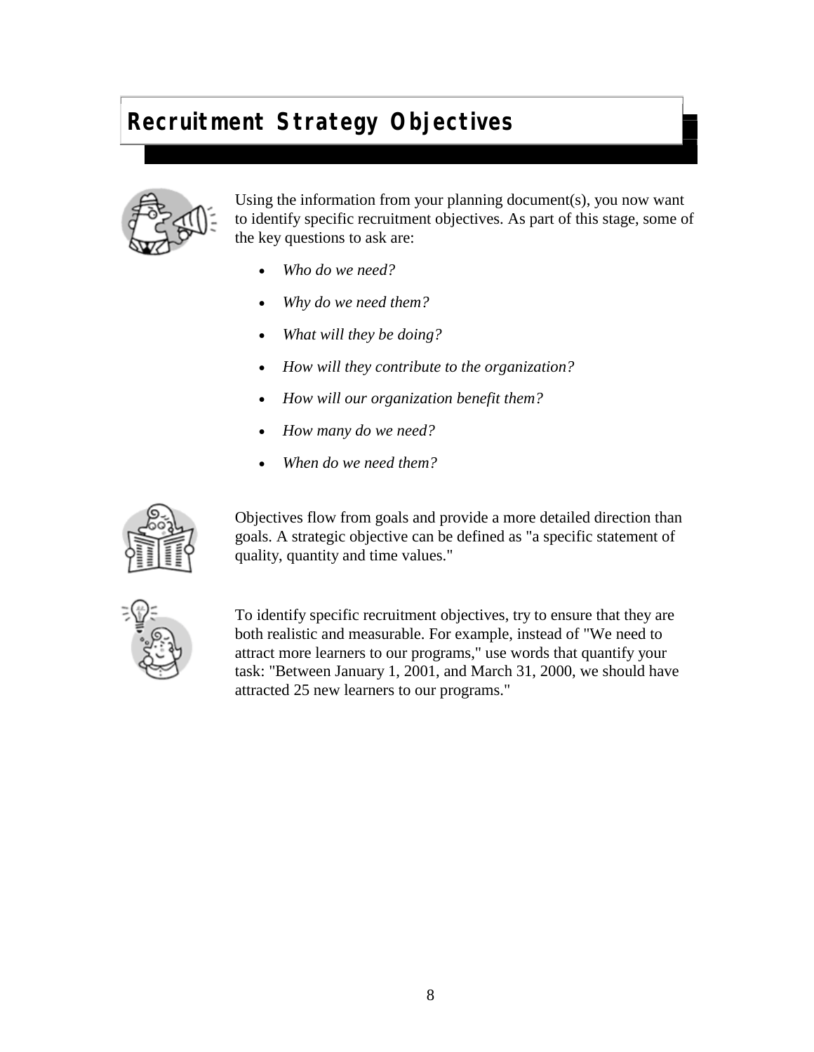# Recruitment Strategy Objectives

Using the information from your planning document(s), you now want to identify specific recruitment objectives. As part of this stage, some of the key questions to ask are:

- *Who do we need?*
- *Why do we need them?*
- *What will they be doing?*
- *How will they contribute to the organization?*
- *How will our organization benefit them?*
- *How many do we need?*
- *When do we need them?*

Objectives flow from goals and provide a more detailed direction than goals. A strategic objective can be defined as "a specific statement of quality, quantity and time values."

To identify specific recruitment objectives, try to ensure that they are both realistic and measurable. For example, instead of "We need to attract more learners to our programs," use words that quantify your task: "Between January 1, 2001, and March 31, 2000, we should have attracted 25 new learners to our programs."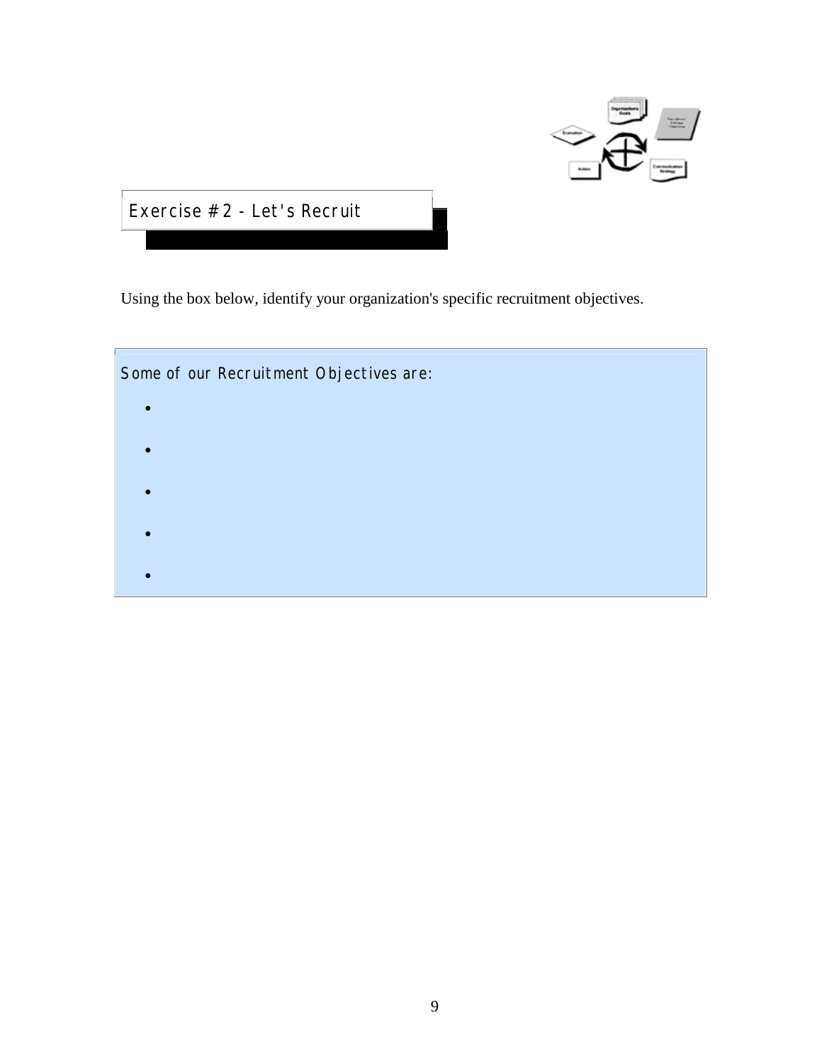## Exercise # 2 - Let's Recruit

Using the box below, identify your organization's specific recruitment objectives.

Some of our Recruitment Objectives are:

- 
- 
- 
- 
-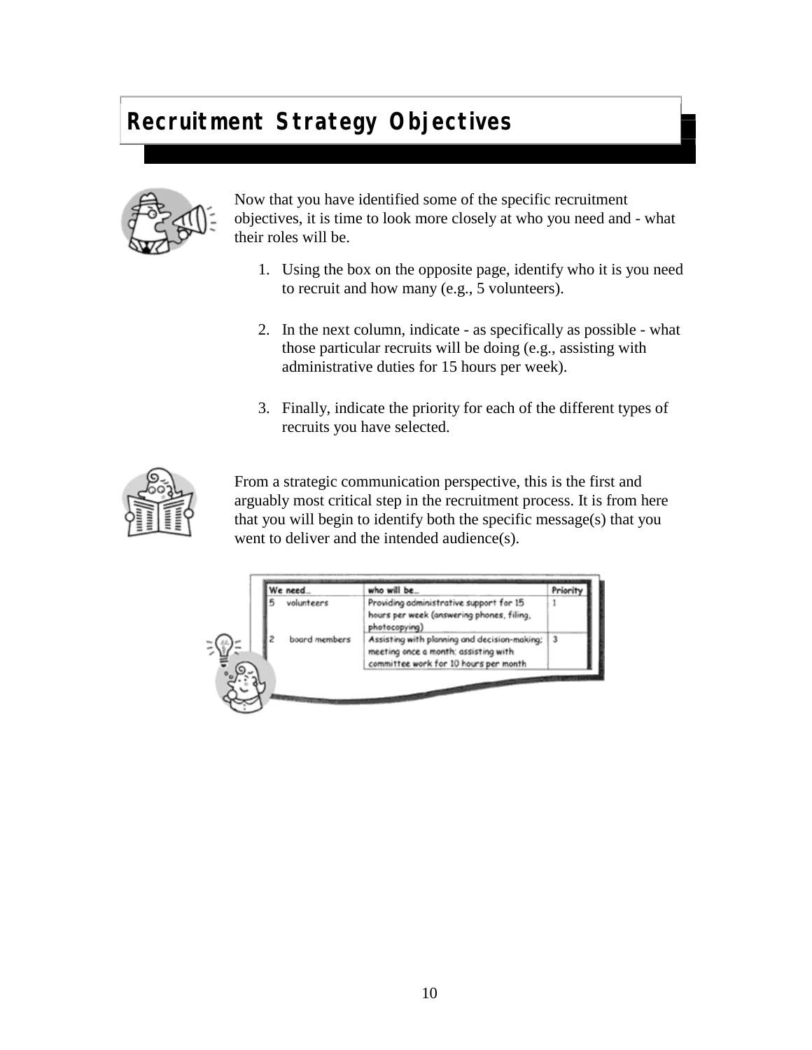# Recruitment Strategy Objectives

Now that you have identified some of the specific recruitment objectives, it is time to look more closely at who you need and - what their roles will be.

1. Using the box on the opposite page, identify who it is you need to recruit and how many (e.g., 5 volunteers).

2. In the next column, indicate - as specifically as possible - what those particular recruits will be doing (e.g., assisting with administrative duties for 15 hours per week).

3. Finally, indicate the priority for each of the different types of recruits you have selected.

From a strategic communication perspective, this is the first and arguably most critical step in the recruitment process. It is from here that you will begin to identify both the specific message(s) that you went to deliver and the intended audience(s).

| We need... | who will be... | Priority |
|---|---|---|
| 5 volunteers | Providing administrative support for 15 hours per week (answering phones, filing, photocopying) | 1 |
| 2 board members | Assisting with planning and decision-making; meeting once a month; assisting with committee work for 10 hours per month | 3 |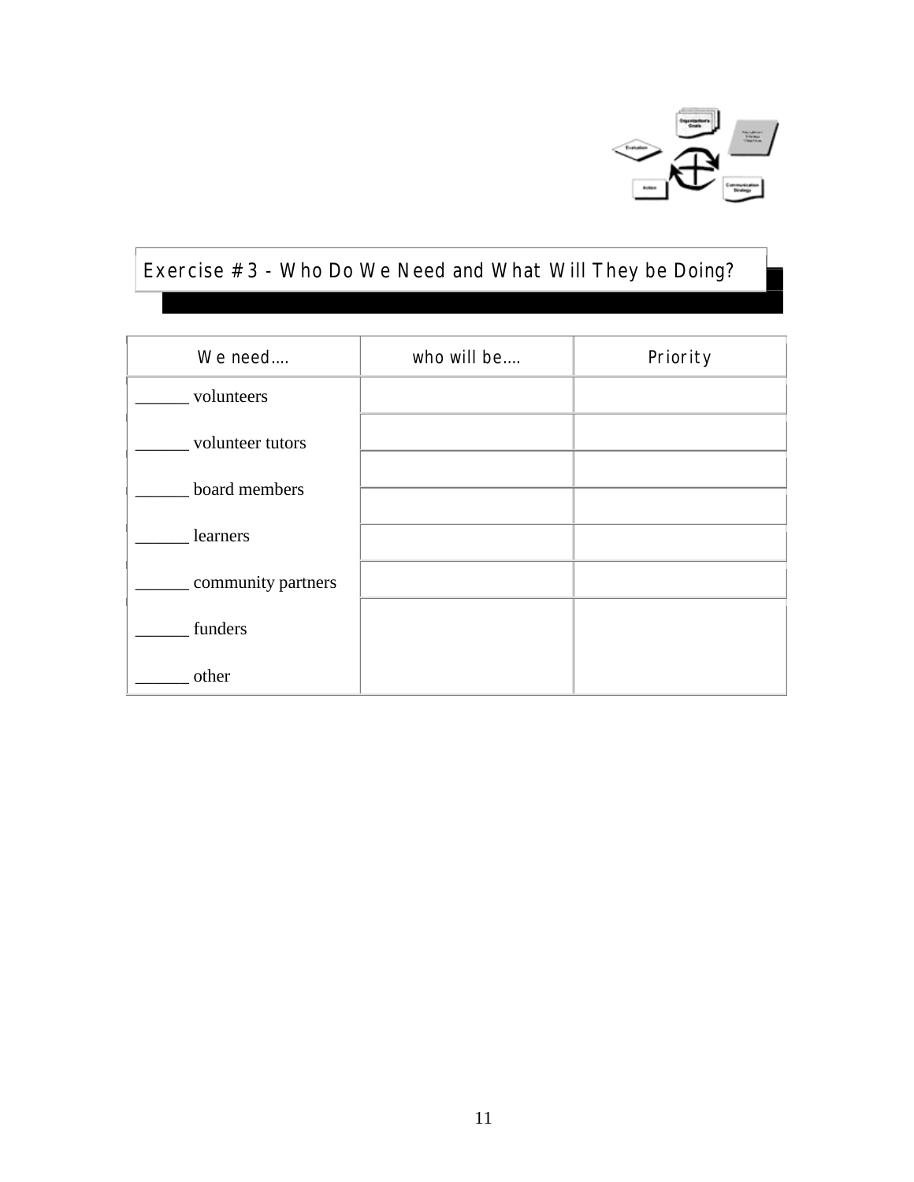## Exercise # 3 - Who Do We Need and What Will They be Doing?

| We need.... | who will be.... | Priority |
|---|---|---|
| ______ volunteers | | |
| ______ volunteer tutors | | |
| ______ board members | | |
| ______ learners | | |
| ______ community partners | | |
| ______ funders | | |
| ______ other | | |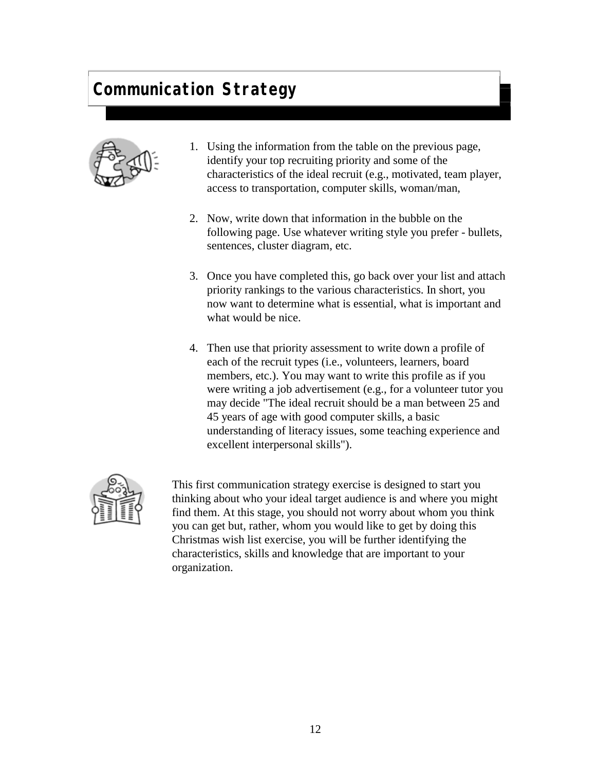# Communication Strategy

1. Using the information from the table on the previous page, identify your top recruiting priority and some of the characteristics of the ideal recruit (e.g., motivated, team player, access to transportation, computer skills, woman/man,

2. Now, write down that information in the bubble on the following page. Use whatever writing style you prefer - bullets, sentences, cluster diagram, etc.

3. Once you have completed this, go back over your list and attach priority rankings to the various characteristics. In short, you now want to determine what is essential, what is important and what would be nice.

4. Then use that priority assessment to write down a profile of each of the recruit types (i.e., volunteers, learners, board members, etc.). You may want to write this profile as if you were writing a job advertisement (e.g., for a volunteer tutor you may decide "The ideal recruit should be a man between 25 and 45 years of age with good computer skills, a basic understanding of literacy issues, some teaching experience and excellent interpersonal skills").

This first communication strategy exercise is designed to start you thinking about who your ideal target audience is and where you might find them. At this stage, you should not worry about whom you think you can get but, rather, whom you would like to get by doing this Christmas wish list exercise, you will be further identifying the characteristics, skills and knowledge that are important to your organization.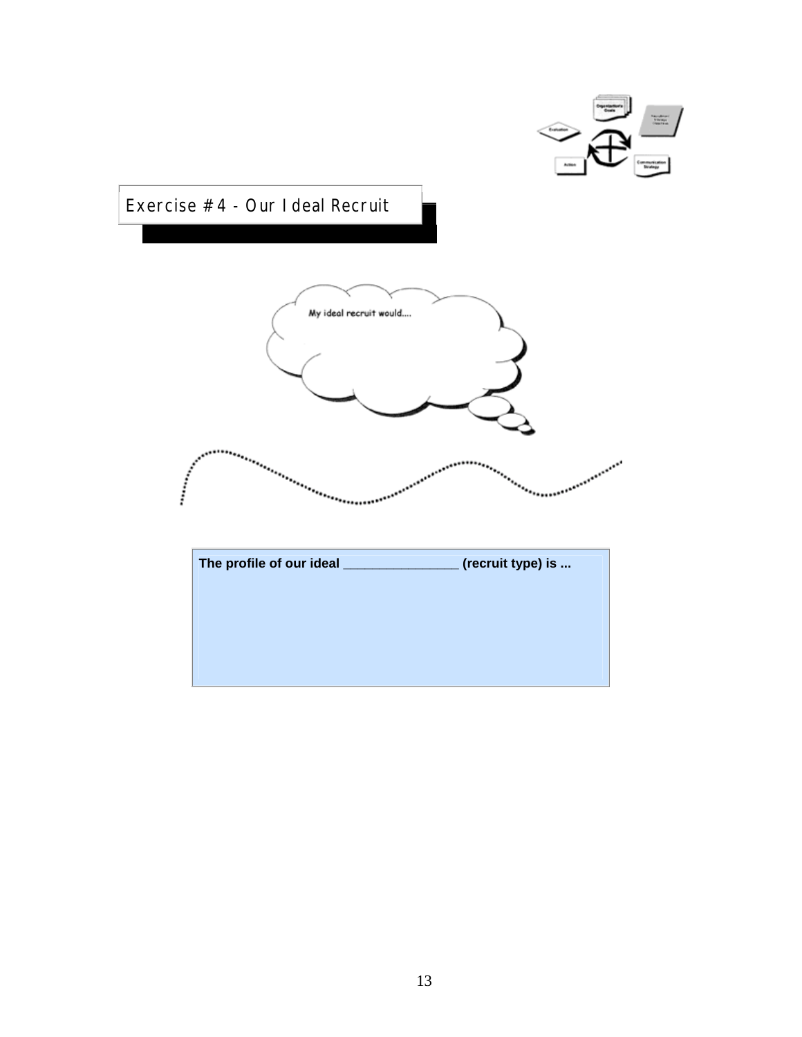## Exercise #4 - Our Ideal Recruit

My ideal recruit would....

**The profile of our ideal ________________ (recruit type) is ...**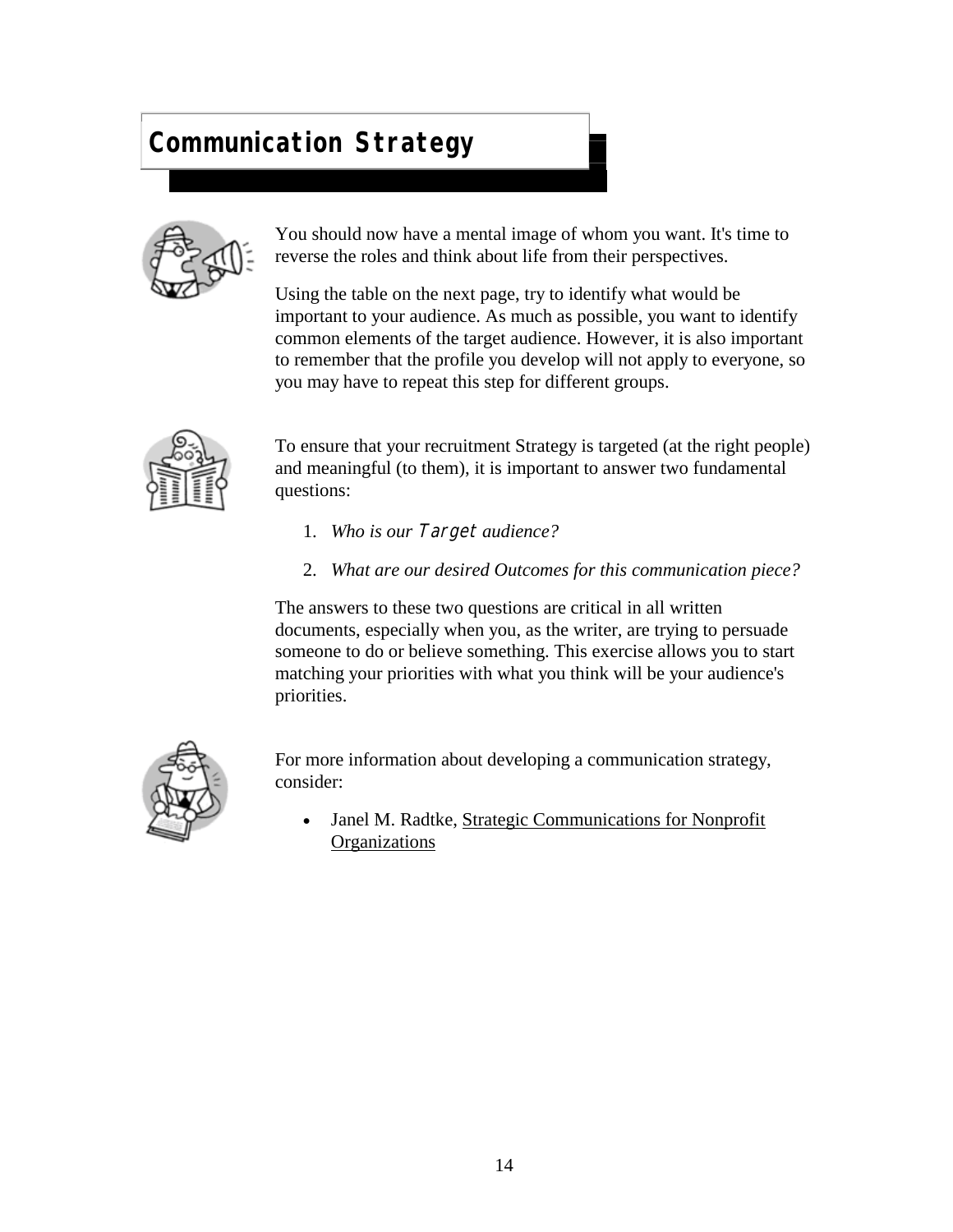## Communication Strategy

You should now have a mental image of whom you want. It's time to reverse the roles and think about life from their perspectives.

Using the table on the next page, try to identify what would be important to your audience. As much as possible, you want to identify common elements of the target audience. However, it is also important to remember that the profile you develop will not apply to everyone, so you may have to repeat this step for different groups.

To ensure that your recruitment Strategy is targeted (at the right people) and meaningful (to them), it is important to answer two fundamental questions:

1. *Who is our Target audience?*
2. *What are our desired Outcomes for this communication piece?*

The answers to these two questions are critical in all written documents, especially when you, as the writer, are trying to persuade someone to do or believe something. This exercise allows you to start matching your priorities with what you think will be your audience's priorities.

For more information about developing a communication strategy, consider:

- Janel M. Radtke, Strategic Communications for Nonprofit Organizations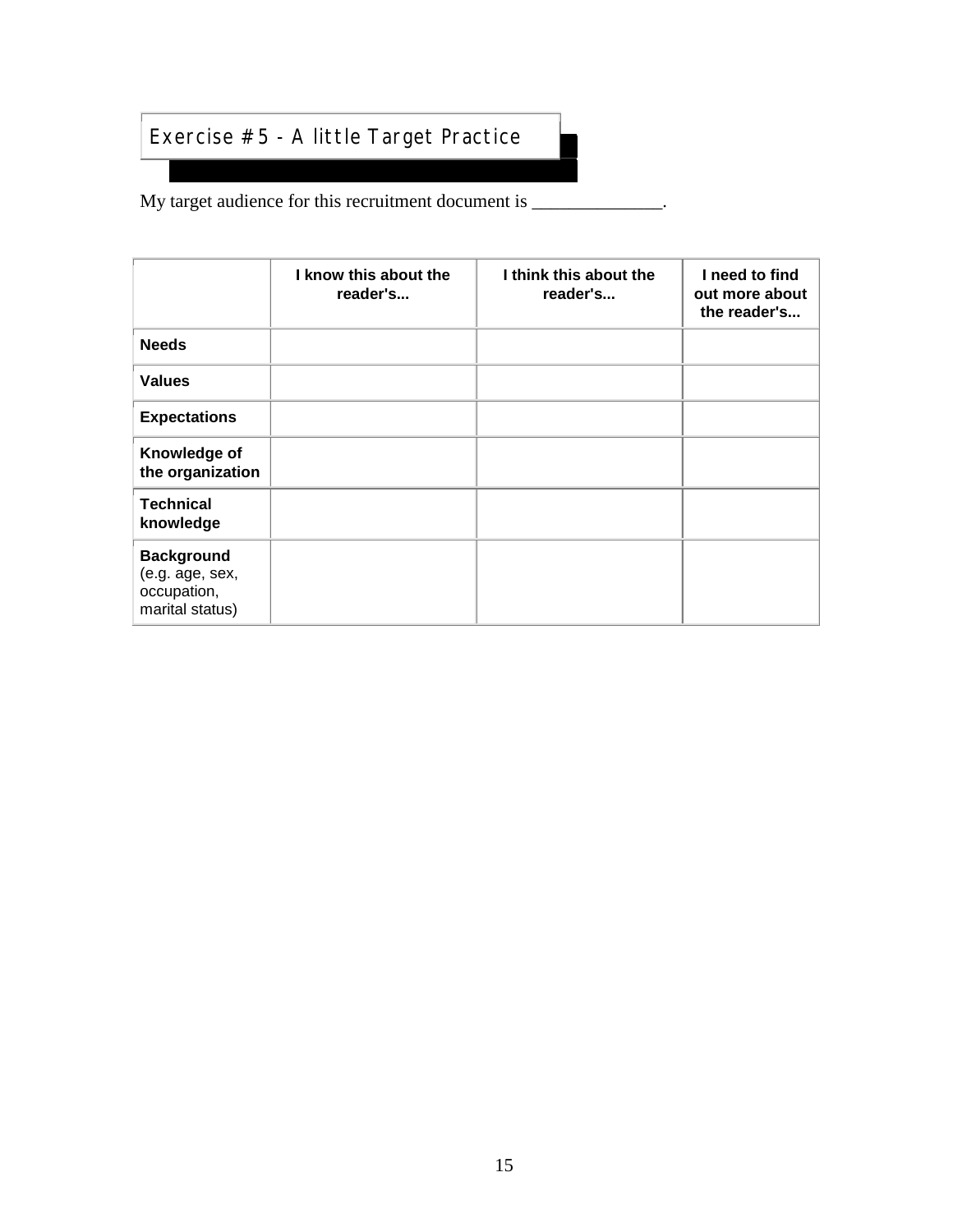## Exercise # 5 - A little Target Practice

My target audience for this recruitment document is ______________.

| | I know this about the reader's... | I think this about the reader's... | I need to find out more about the reader's... |
|---|---|---|---|
| **Needs** | | | |
| **Values** | | | |
| **Expectations** | | | |
| **Knowledge of the organization** | | | |
| **Technical knowledge** | | | |
| **Background** (e.g. age, sex, occupation, marital status) | | | |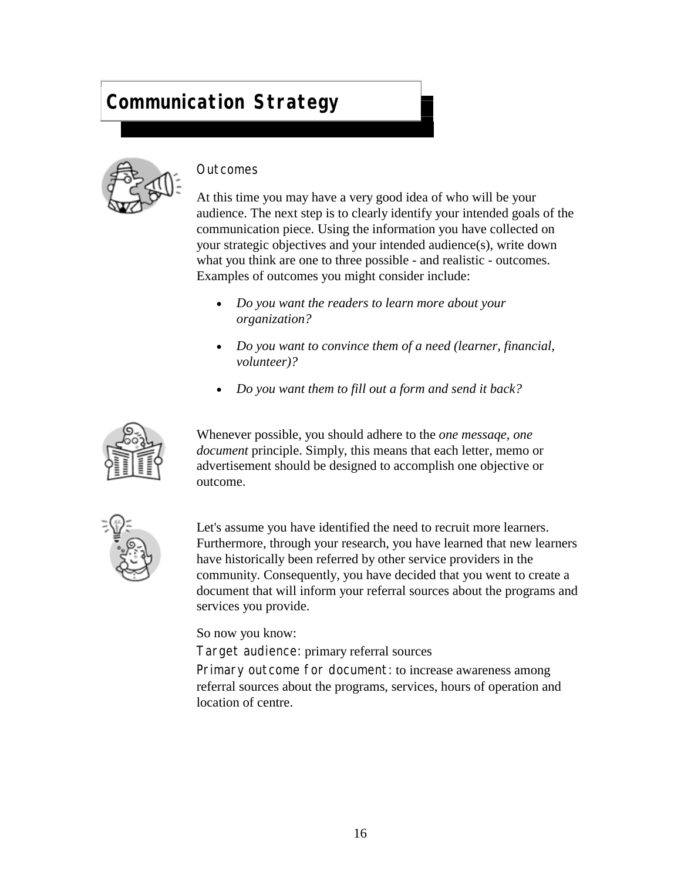# Communication Strategy

## Outcomes

At this time you may have a very good idea of who will be your audience. The next step is to clearly identify your intended goals of the communication piece. Using the information you have collected on your strategic objectives and your intended audience(s), write down what you think are one to three possible - and realistic - outcomes. Examples of outcomes you might consider include:

- *Do you want the readers to learn more about your organization?*
- *Do you want to convince them of a need (learner, financial, volunteer)?*
- *Do you want them to fill out a form and send it back?*

Whenever possible, you should adhere to the *one messaqe, one document* principle. Simply, this means that each letter, memo or advertisement should be designed to accomplish one objective or outcome.

Let's assume you have identified the need to recruit more learners. Furthermore, through your research, you have learned that new learners have historically been referred by other service providers in the community. Consequently, you have decided that you went to create a document that will inform your referral sources about the programs and services you provide.

So now you know:
Target audience: primary referral sources
Primary outcome for document: to increase awareness among referral sources about the programs, services, hours of operation and location of centre.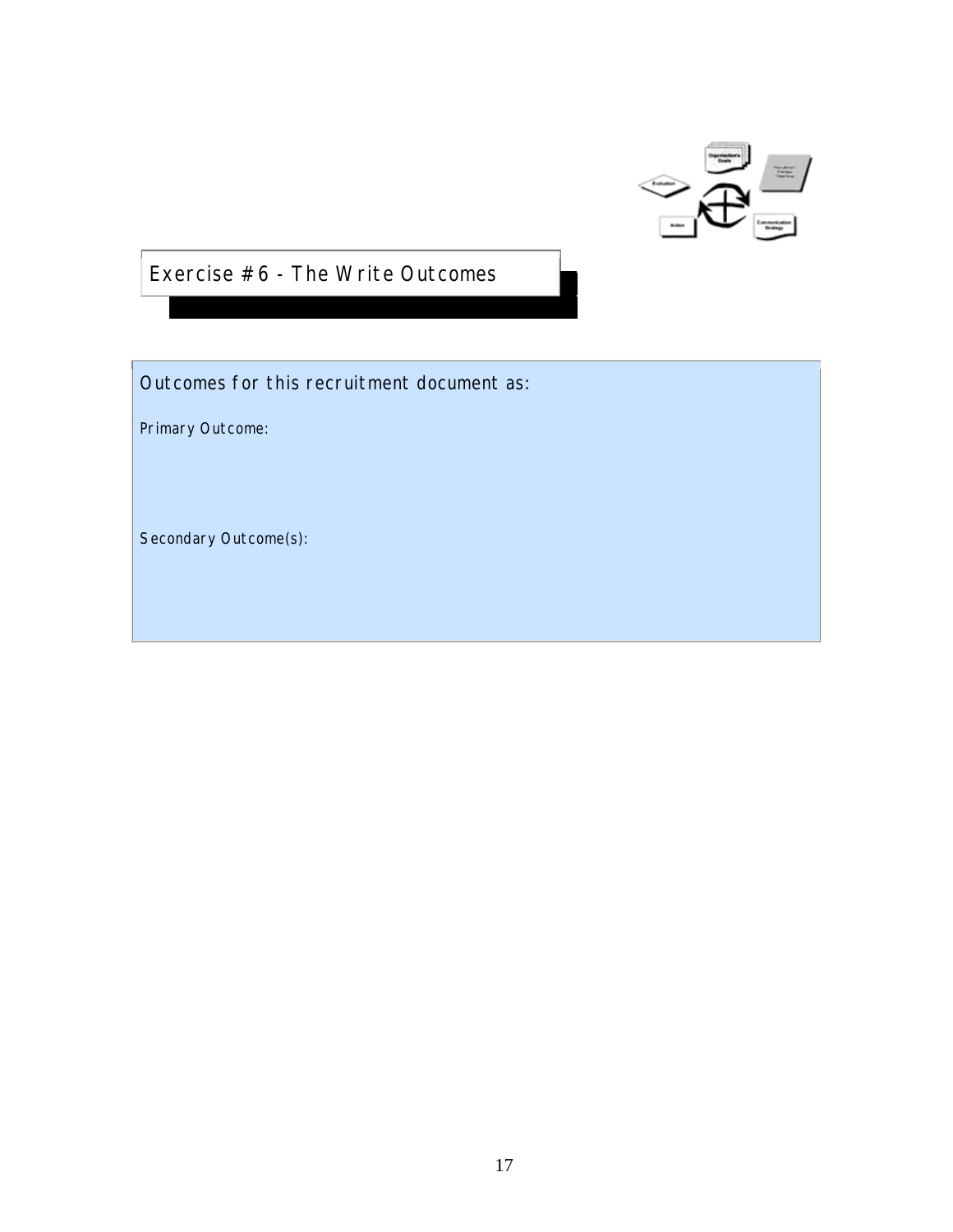## Exercise #6 - The Write Outcomes

Outcomes for this recruitment document as:

Primary Outcome:

Secondary Outcome(s):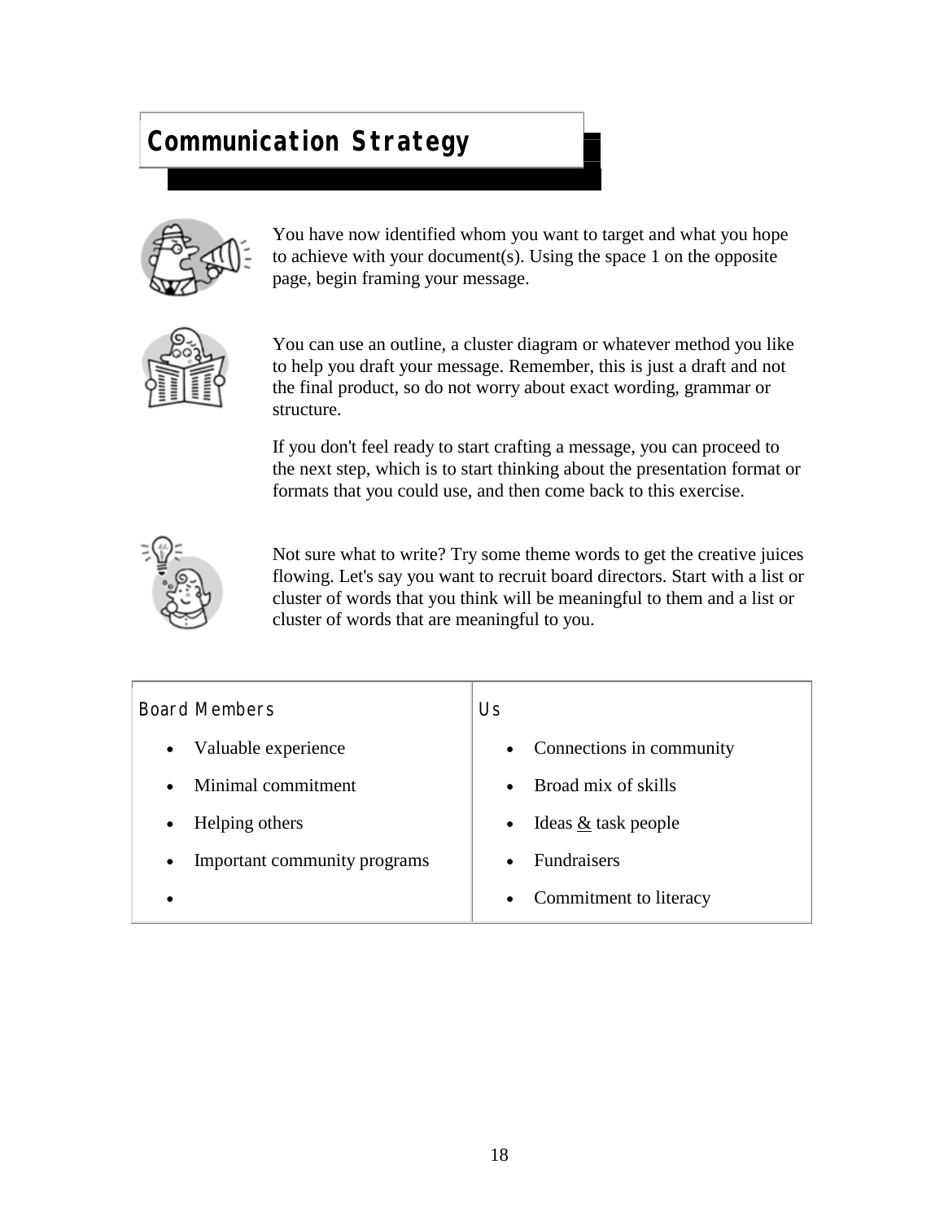# Communication Strategy

You have now identified whom you want to target and what you hope to achieve with your document(s). Using the space 1 on the opposite page, begin framing your message.

You can use an outline, a cluster diagram or whatever method you like to help you draft your message. Remember, this is just a draft and not the final product, so do not worry about exact wording, grammar or structure.

If you don't feel ready to start crafting a message, you can proceed to the next step, which is to start thinking about the presentation format or formats that you could use, and then come back to this exercise.

Not sure what to write? Try some theme words to get the creative juices flowing. Let's say you want to recruit board directors. Start with a list or cluster of words that you think will be meaningful to them and a list or cluster of words that are meaningful to you.

| Board Members | Us |
|---|---|
| • Valuable experience | • Connections in community |
| • Minimal commitment | • Broad mix of skills |
| • Helping others | • Ideas & task people |
| • Important community programs | • Fundraisers |
| • | • Commitment to literacy |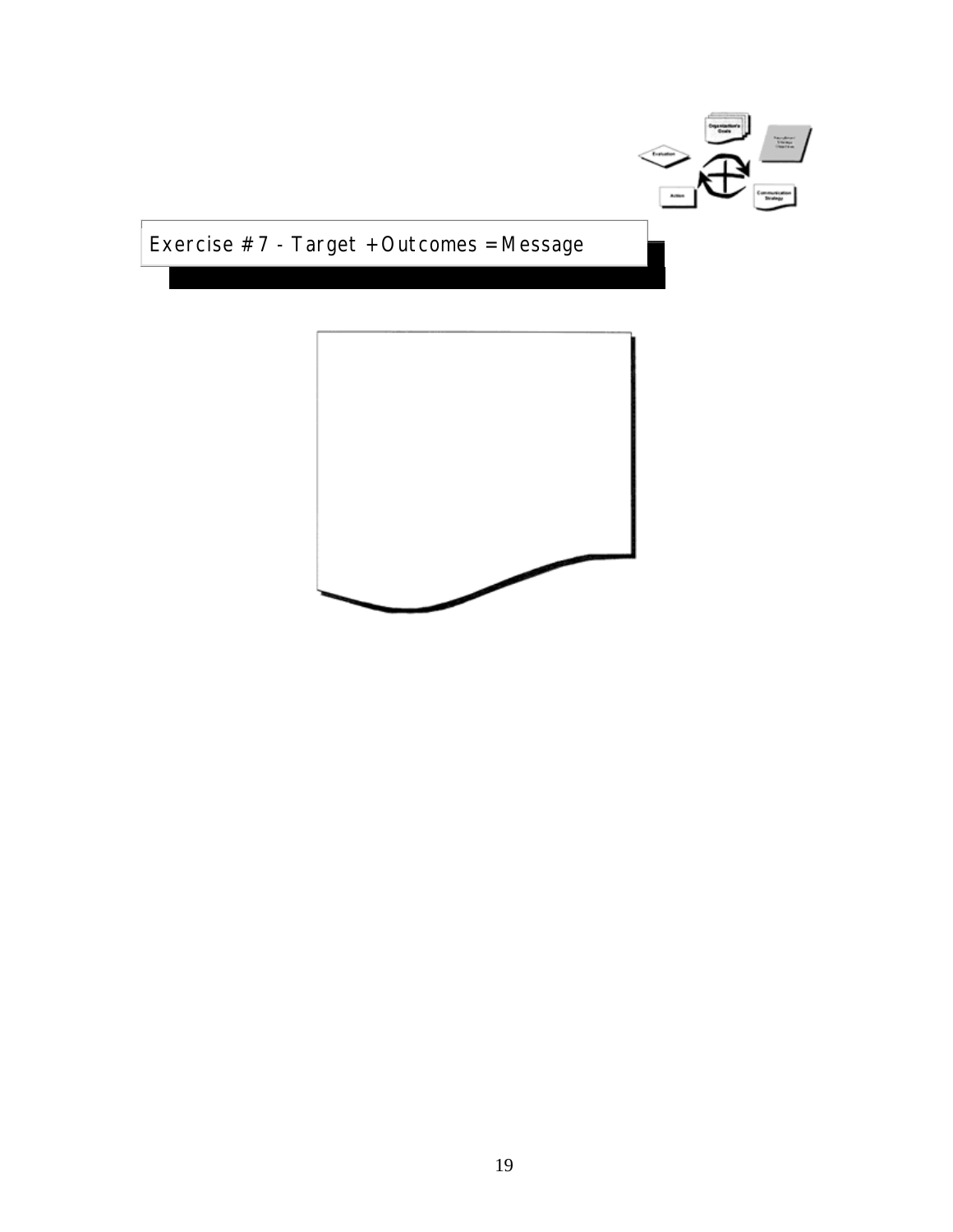# Exercise # 7 - Target + Outcomes = Message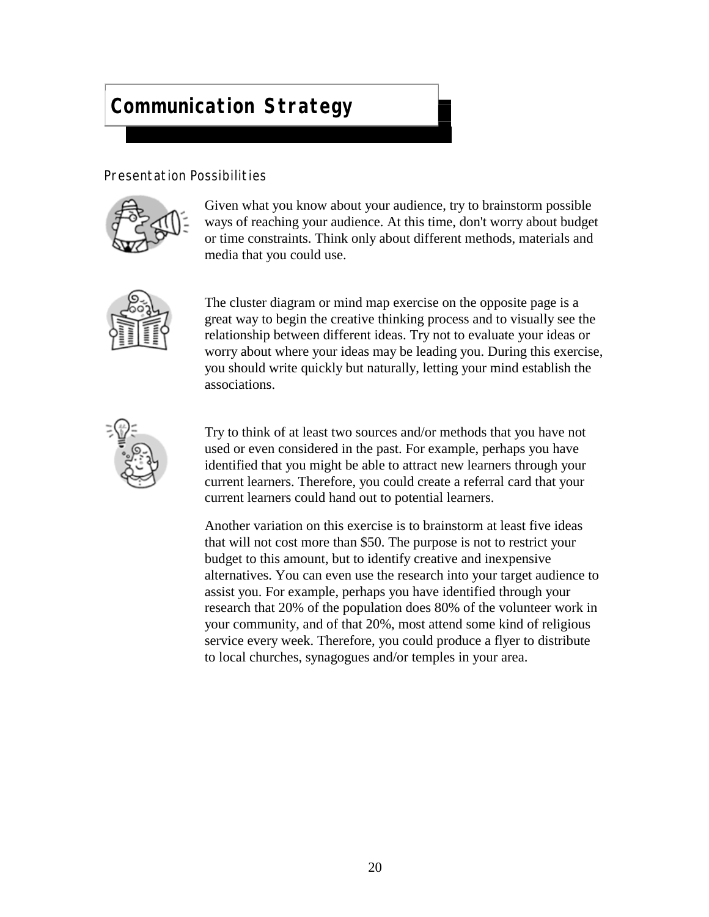# Communication Strategy

## Presentation Possibilities

Given what you know about your audience, try to brainstorm possible ways of reaching your audience. At this time, don't worry about budget or time constraints. Think only about different methods, materials and media that you could use.

The cluster diagram or mind map exercise on the opposite page is a great way to begin the creative thinking process and to visually see the relationship between different ideas. Try not to evaluate your ideas or worry about where your ideas may be leading you. During this exercise, you should write quickly but naturally, letting your mind establish the associations.

Try to think of at least two sources and/or methods that you have not used or even considered in the past. For example, perhaps you have identified that you might be able to attract new learners through your current learners. Therefore, you could create a referral card that your current learners could hand out to potential learners.

Another variation on this exercise is to brainstorm at least five ideas that will not cost more than $50. The purpose is not to restrict your budget to this amount, but to identify creative and inexpensive alternatives. You can even use the research into your target audience to assist you. For example, perhaps you have identified through your research that 20% of the population does 80% of the volunteer work in your community, and of that 20%, most attend some kind of religious service every week. Therefore, you could produce a flyer to distribute to local churches, synagogues and/or temples in your area.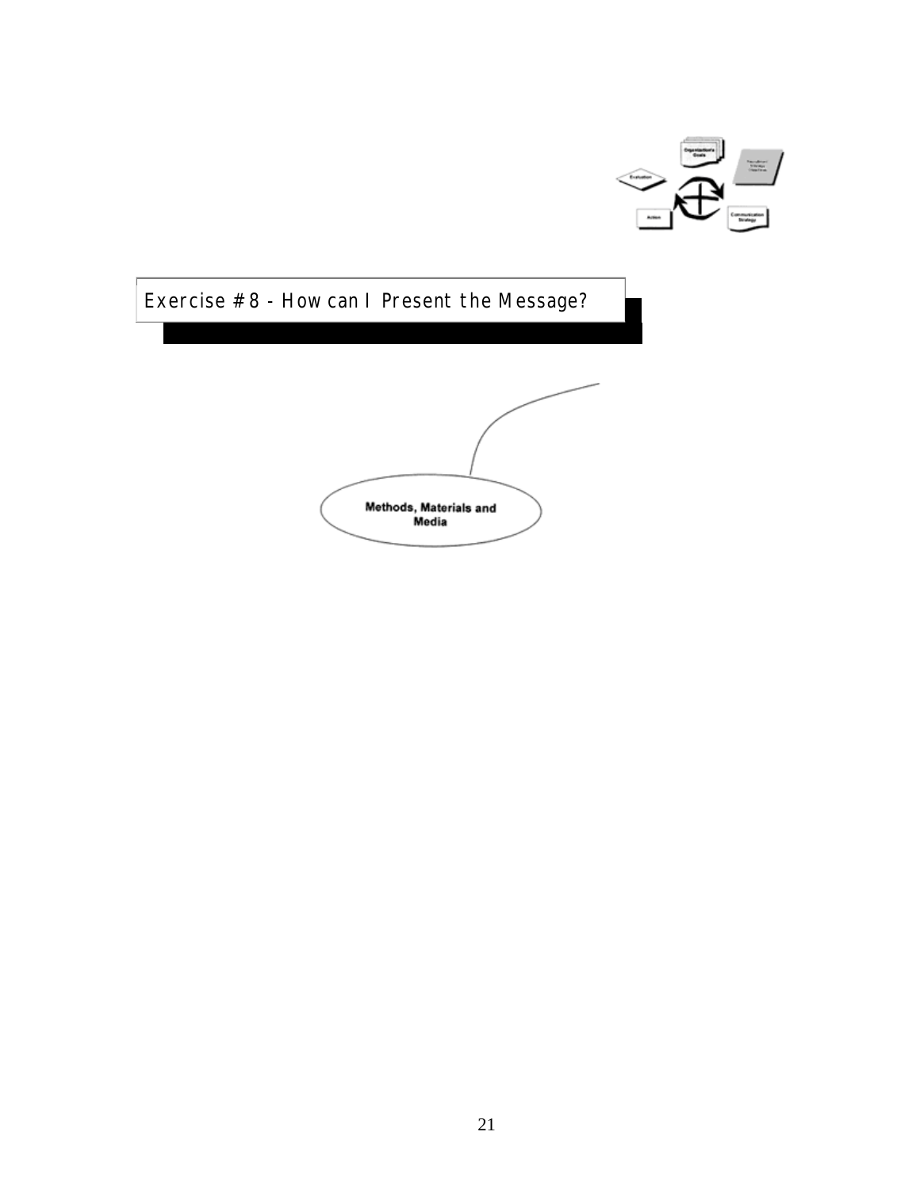# Exercise # 8 - How can I Present the Message?

Methods, Materials and Media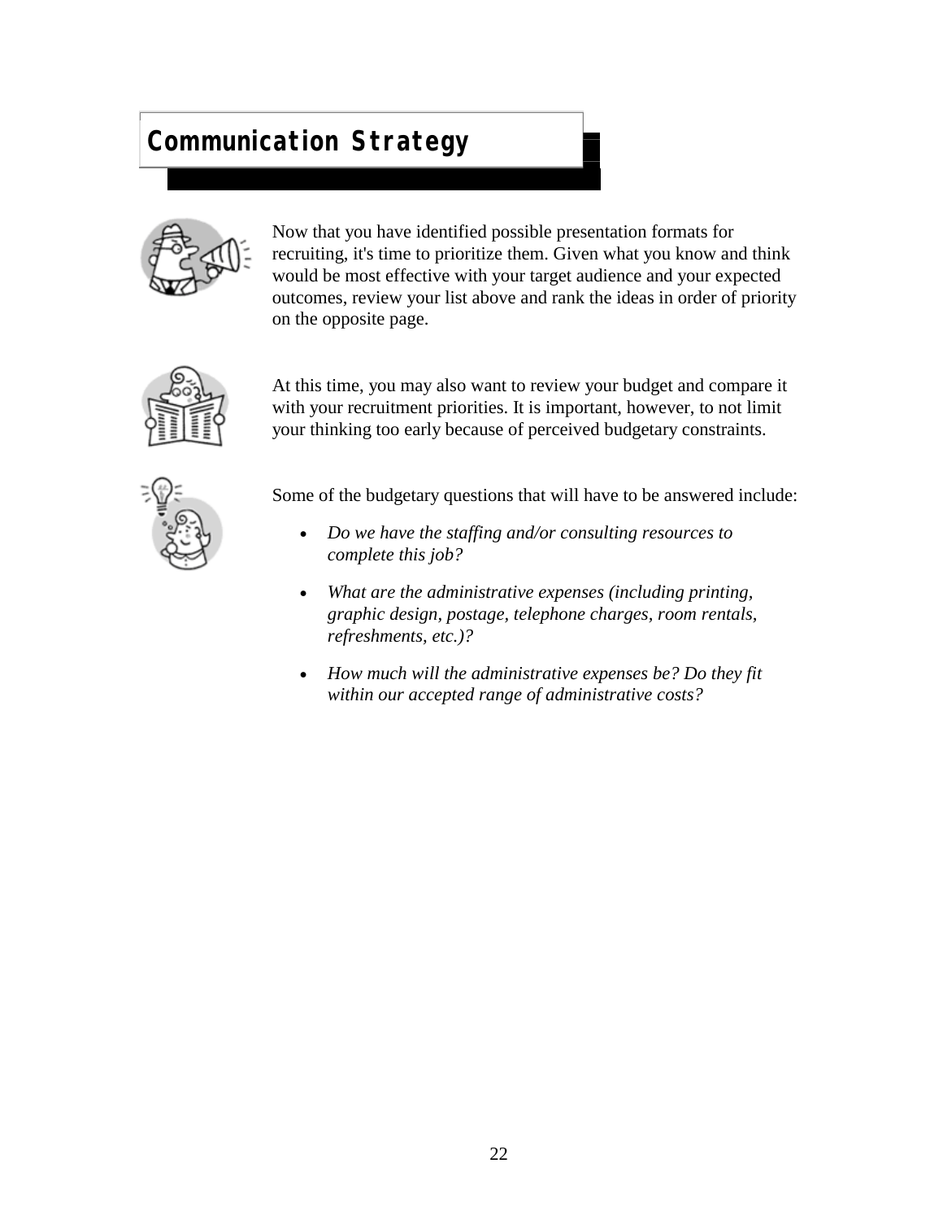# Communication Strategy

Now that you have identified possible presentation formats for recruiting, it's time to prioritize them. Given what you know and think would be most effective with your target audience and your expected outcomes, review your list above and rank the ideas in order of priority on the opposite page.

At this time, you may also want to review your budget and compare it with your recruitment priorities. It is important, however, to not limit your thinking too early because of perceived budgetary constraints.

Some of the budgetary questions that will have to be answered include:

- *Do we have the staffing and/or consulting resources to complete this job?*
- *What are the administrative expenses (including printing, graphic design, postage, telephone charges, room rentals, refreshments, etc.)?*
- *How much will the administrative expenses be? Do they fit within our accepted range of administrative costs?*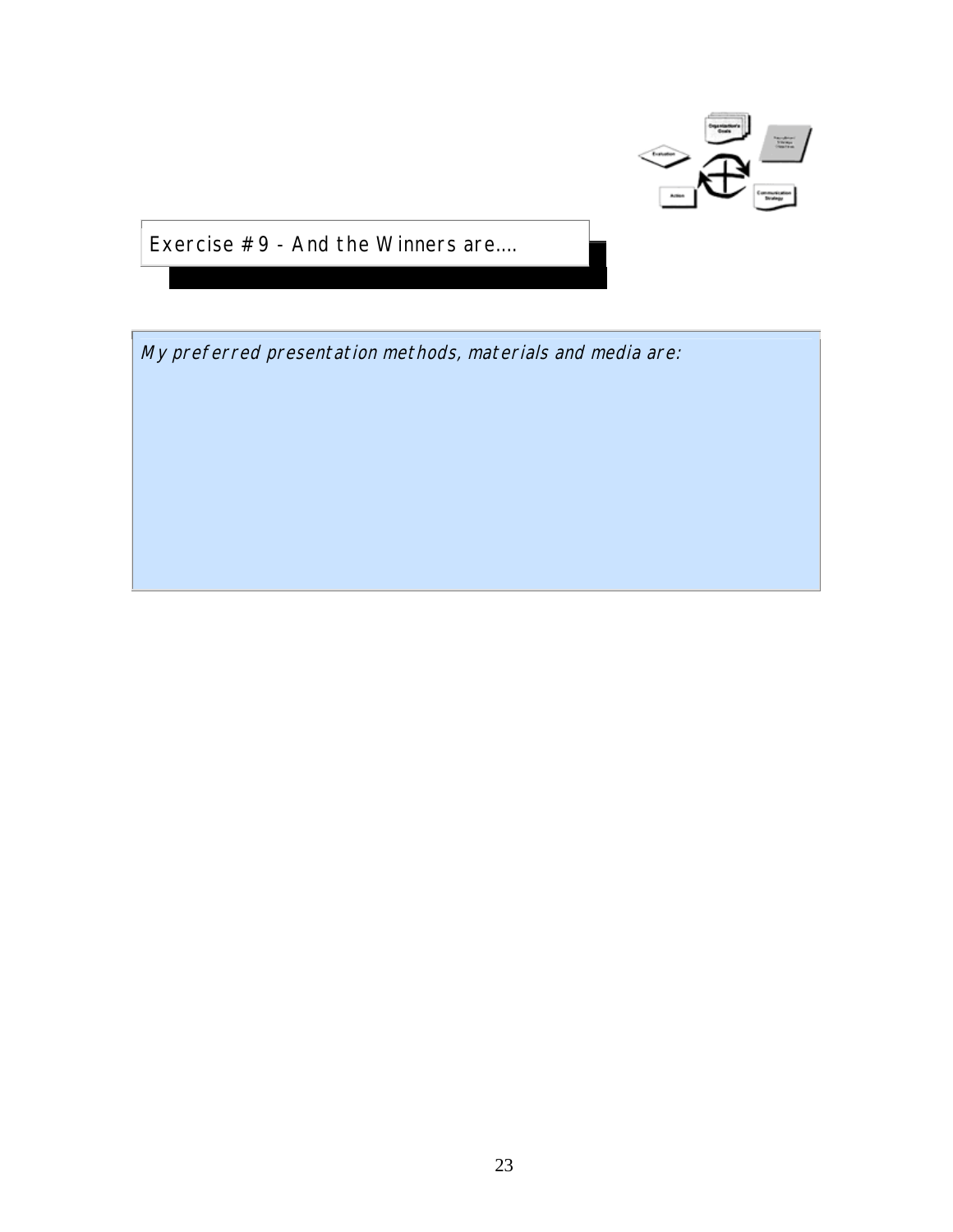## Exercise # 9 - And the Winners are….

*My preferred presentation methods, materials and media are:*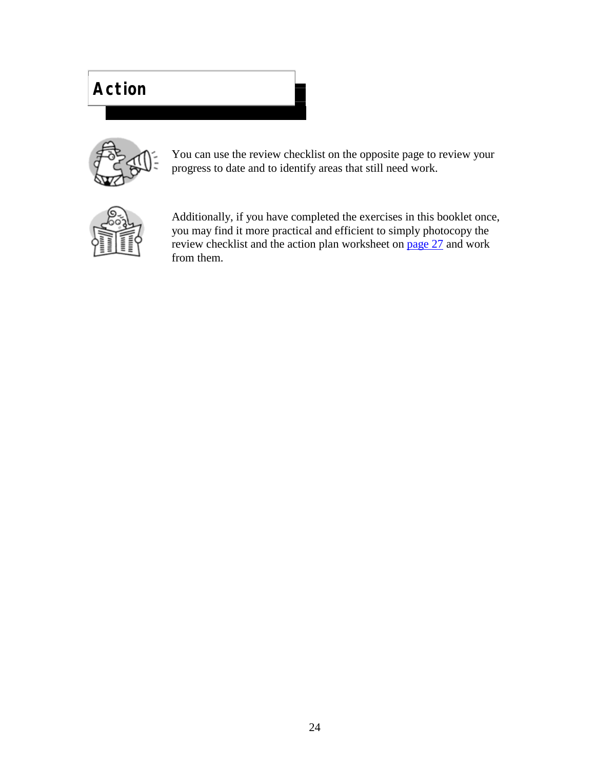# Action

You can use the review checklist on the opposite page to review your progress to date and to identify areas that still need work.

Additionally, if you have completed the exercises in this booklet once, you may find it more practical and efficient to simply photocopy the review checklist and the action plan worksheet on page 27 and work from them.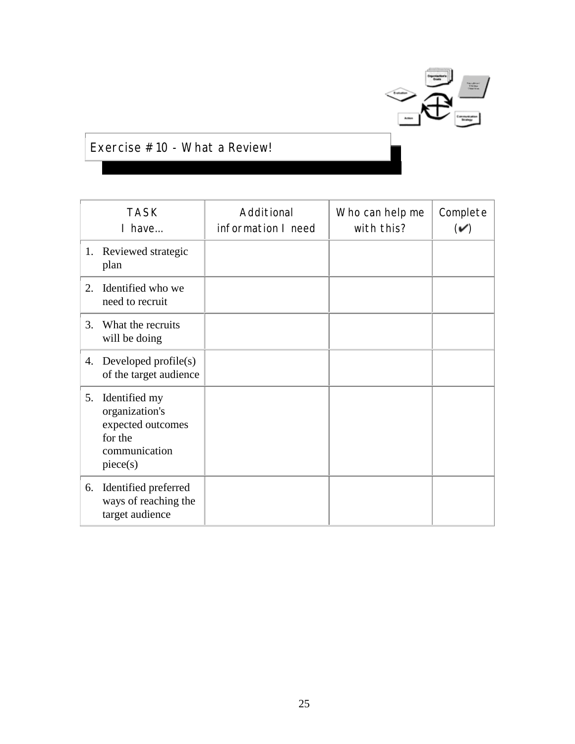## Exercise # 10 - What a Review!

| TASK<br>I have… | Additional information I need | Who can help me with this? | Complete (✔) |
|---|---|---|---|
| 1. Reviewed strategic plan | | | |
| 2. Identified who we need to recruit | | | |
| 3. What the recruits will be doing | | | |
| 4. Developed profile(s) of the target audience | | | |
| 5. Identified my organization's expected outcomes for the communication piece(s) | | | |
| 6. Identified preferred ways of reaching the target audience | | | |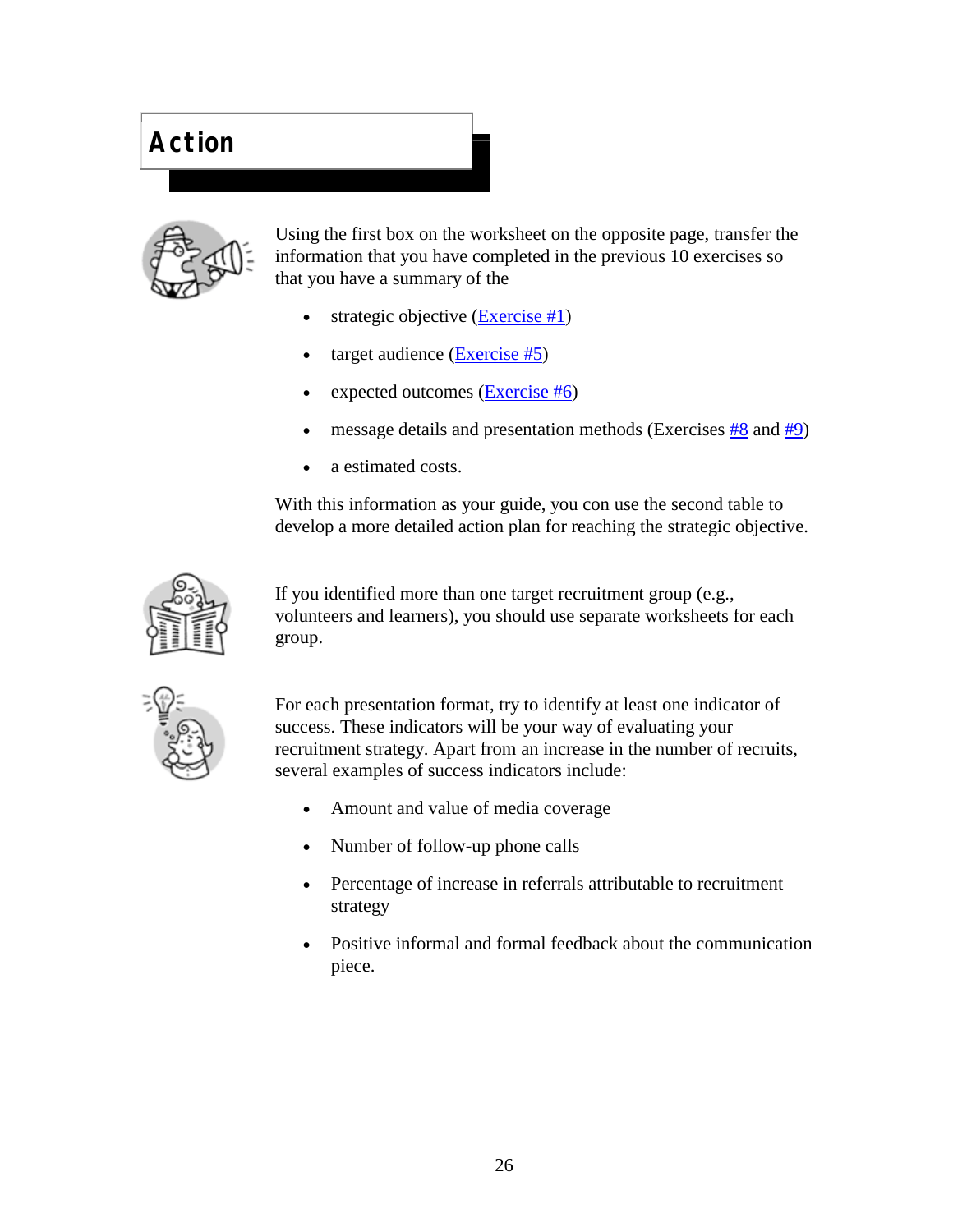# Action

Using the first box on the worksheet on the opposite page, transfer the information that you have completed in the previous 10 exercises so that you have a summary of the

- strategic objective (Exercise #1)
- target audience (Exercise #5)
- expected outcomes (Exercise #6)
- message details and presentation methods (Exercises #8 and #9)
- a estimated costs.

With this information as your guide, you con use the second table to develop a more detailed action plan for reaching the strategic objective.

If you identified more than one target recruitment group (e.g., volunteers and learners), you should use separate worksheets for each group.

For each presentation format, try to identify at least one indicator of success. These indicators will be your way of evaluating your recruitment strategy. Apart from an increase in the number of recruits, several examples of success indicators include:

- Amount and value of media coverage
- Number of follow-up phone calls
- Percentage of increase in referrals attributable to recruitment strategy
- Positive informal and formal feedback about the communication piece.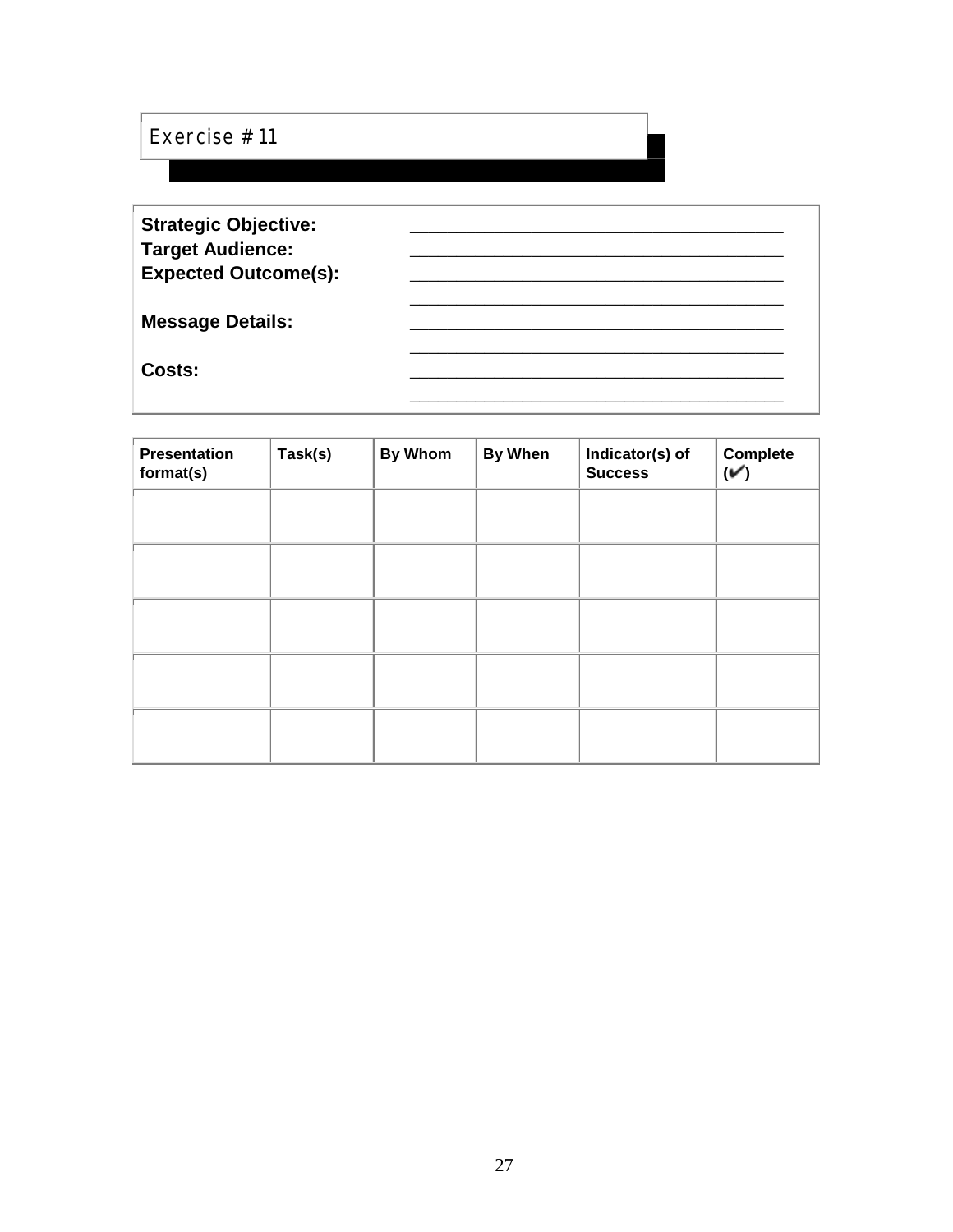## Exercise # 11

**Strategic Objective:** ______________________________________

**Target Audience:** ______________________________________

**Expected Outcome(s):** ______________________________________

______________________________________

**Message Details:** ______________________________________

______________________________________

**Costs:** ______________________________________

______________________________________

| Presentation format(s) | Task(s) | By Whom | By When | Indicator(s) of Success | Complete (✔) |
|---|---|---|---|---|---|
| | | | | | |
| | | | | | |
| | | | | | |
| | | | | | |
| | | | | | |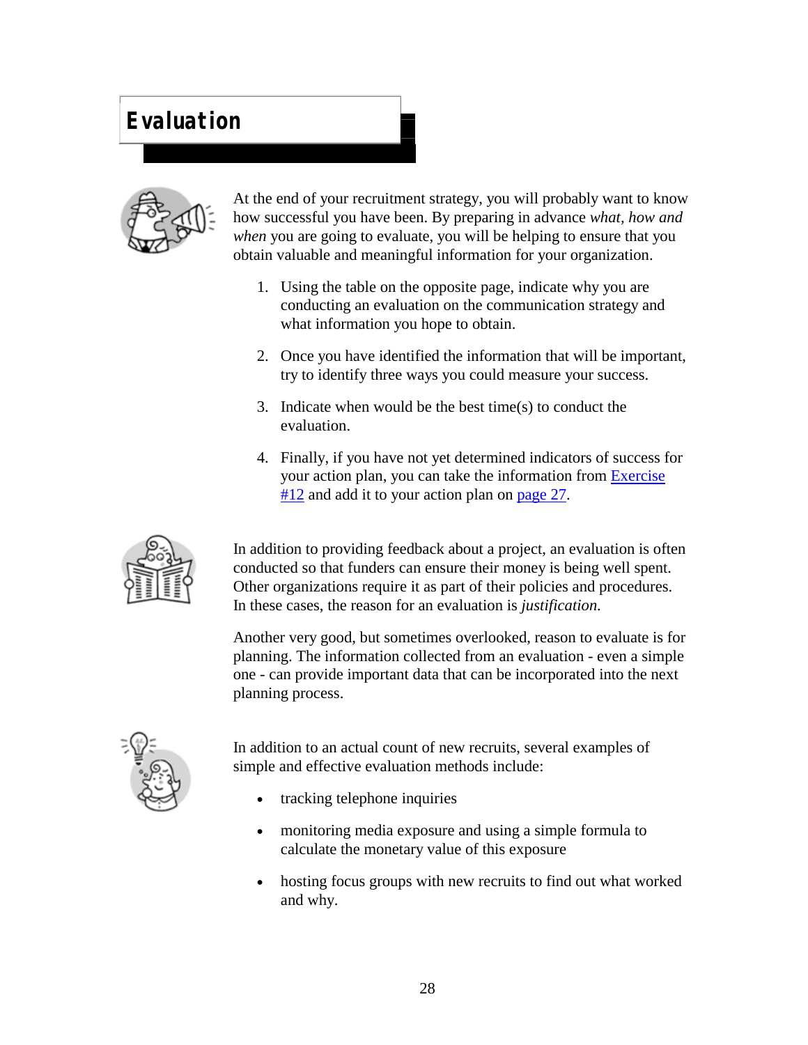# Evaluation

At the end of your recruitment strategy, you will probably want to know how successful you have been. By preparing in advance *what, how and when* you are going to evaluate, you will be helping to ensure that you obtain valuable and meaningful information for your organization.

1. Using the table on the opposite page, indicate why you are conducting an evaluation on the communication strategy and what information you hope to obtain.

2. Once you have identified the information that will be important, try to identify three ways you could measure your success.

3. Indicate when would be the best time(s) to conduct the evaluation.

4. Finally, if you have not yet determined indicators of success for your action plan, you can take the information from Exercise #12 and add it to your action plan on page 27.

In addition to providing feedback about a project, an evaluation is often conducted so that funders can ensure their money is being well spent. Other organizations require it as part of their policies and procedures. In these cases, the reason for an evaluation is *justification.*

Another very good, but sometimes overlooked, reason to evaluate is for planning. The information collected from an evaluation - even a simple one - can provide important data that can be incorporated into the next planning process.

In addition to an actual count of new recruits, several examples of simple and effective evaluation methods include:

- tracking telephone inquiries

- monitoring media exposure and using a simple formula to calculate the monetary value of this exposure

- hosting focus groups with new recruits to find out what worked and why.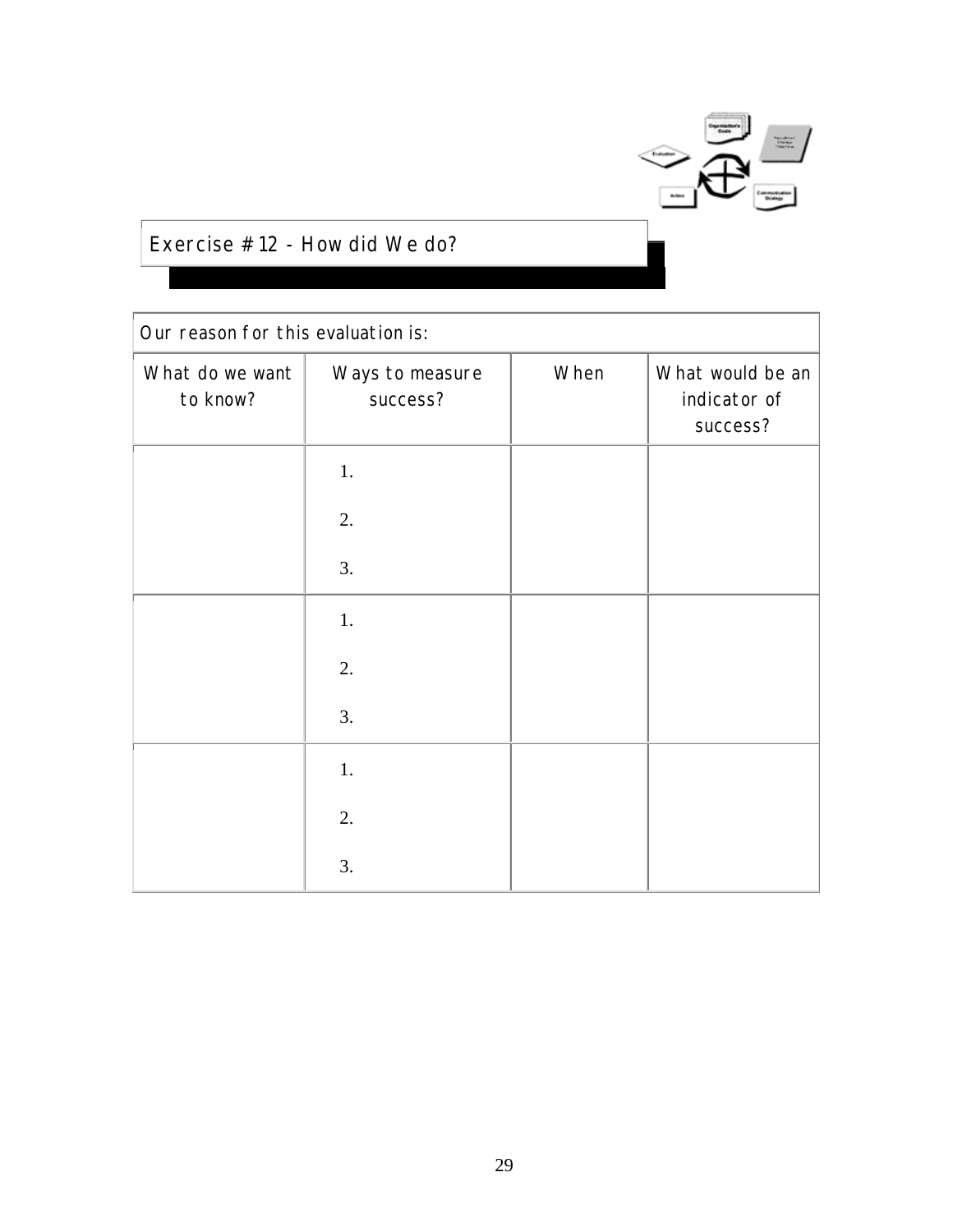## Exercise # 12 - How did We do?

| Our reason for this evaluation is: | | | |
|---|---|---|---|
| What do we want to know? | Ways to measure success? | When | What would be an indicator of success? |
| | 1.<br>2.<br>3. | | |
| | 1.<br>2.<br>3. | | |
| | 1.<br>2.<br>3. | | |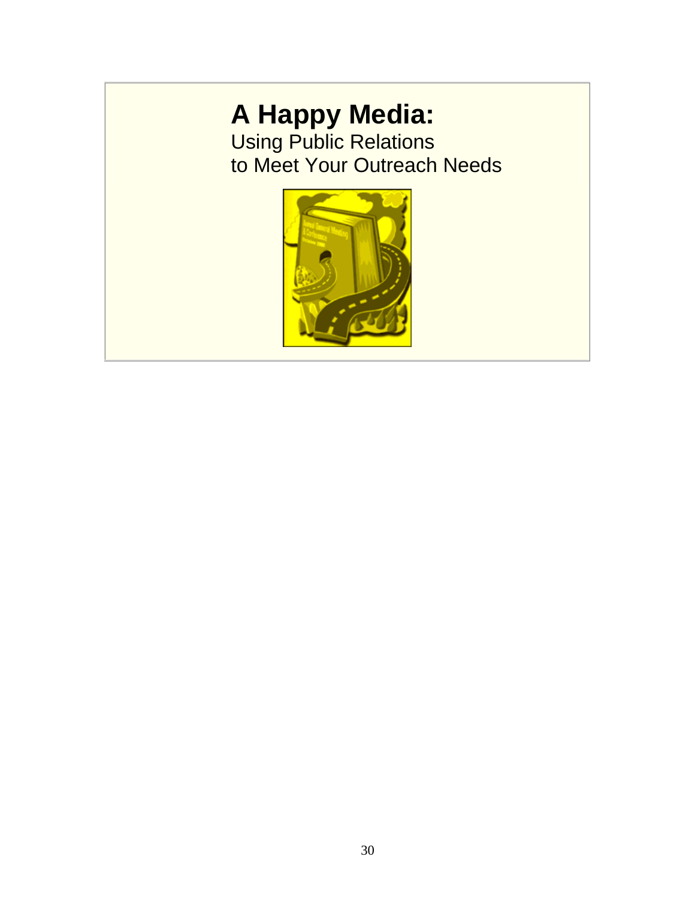# A Happy Media:

Using Public Relations
to Meet Your Outreach Needs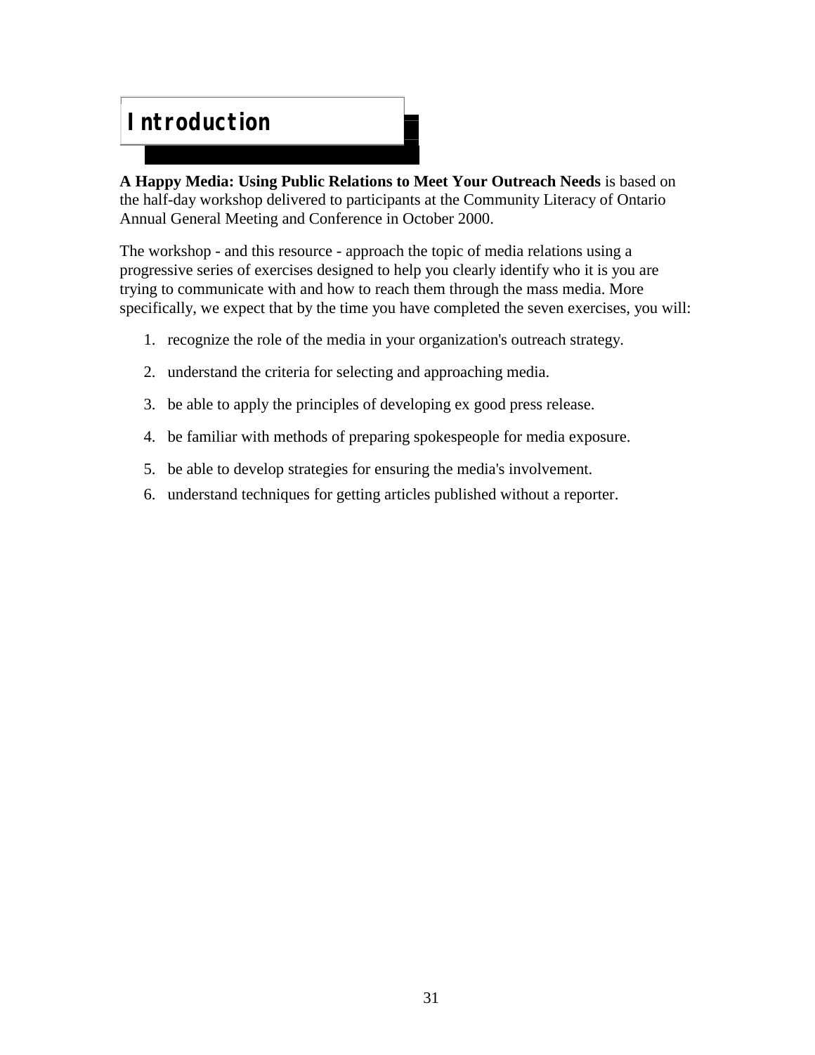# Introduction

**A Happy Media: Using Public Relations to Meet Your Outreach Needs** is based on the half-day workshop delivered to participants at the Community Literacy of Ontario Annual General Meeting and Conference in October 2000.

The workshop - and this resource - approach the topic of media relations using a progressive series of exercises designed to help you clearly identify who it is you are trying to communicate with and how to reach them through the mass media. More specifically, we expect that by the time you have completed the seven exercises, you will:

1. recognize the role of the media in your organization's outreach strategy.
2. understand the criteria for selecting and approaching media.
3. be able to apply the principles of developing ex good press release.
4. be familiar with methods of preparing spokespeople for media exposure.
5. be able to develop strategies for ensuring the media's involvement.
6. understand techniques for getting articles published without a reporter.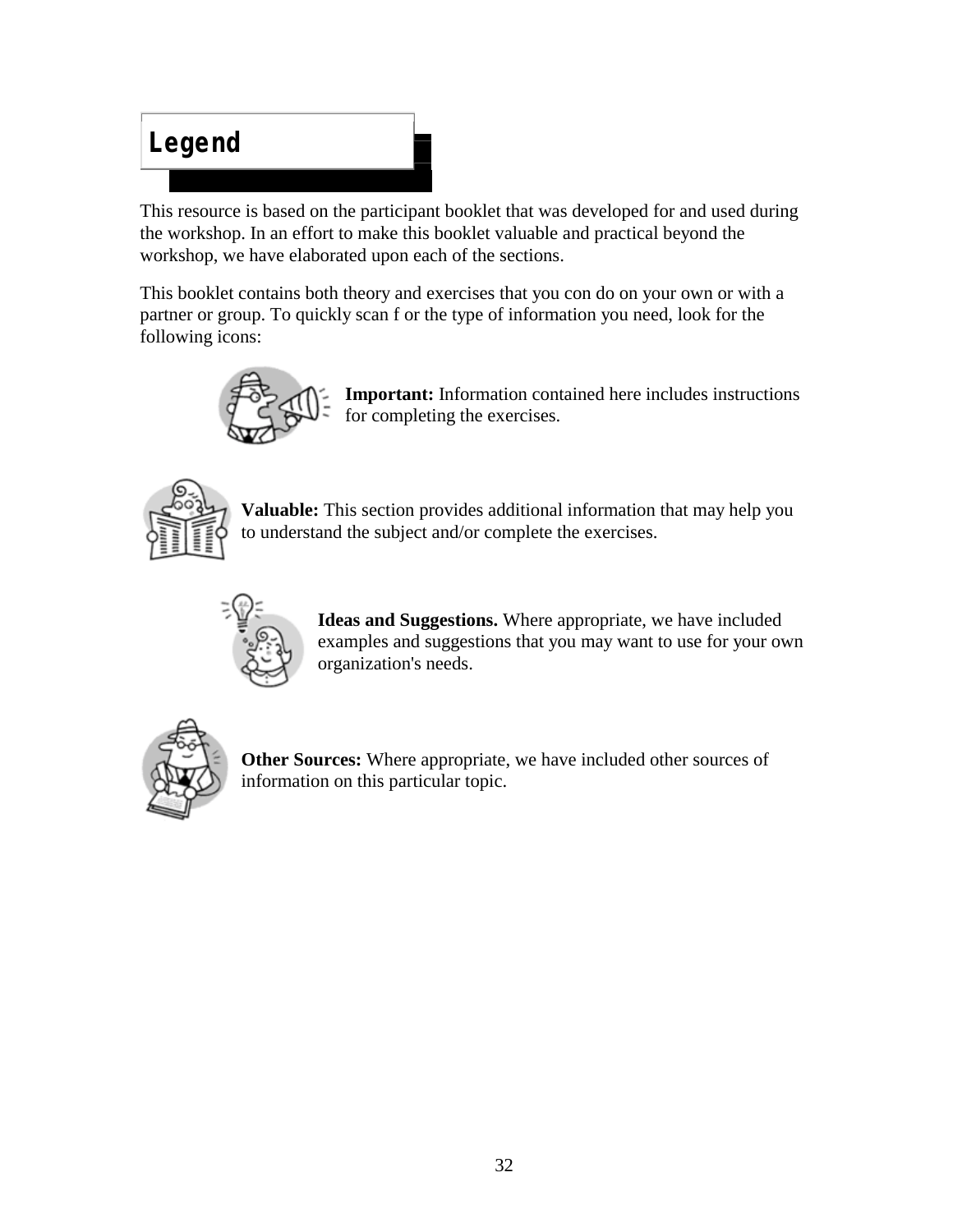# Legend

This resource is based on the participant booklet that was developed for and used during the workshop. In an effort to make this booklet valuable and practical beyond the workshop, we have elaborated upon each of the sections.

This booklet contains both theory and exercises that you con do on your own or with a partner or group. To quickly scan f or the type of information you need, look for the following icons:

**Important:** Information contained here includes instructions for completing the exercises.

**Valuable:** This section provides additional information that may help you to understand the subject and/or complete the exercises.

**Ideas and Suggestions.** Where appropriate, we have included examples and suggestions that you may want to use for your own organization's needs.

**Other Sources:** Where appropriate, we have included other sources of information on this particular topic.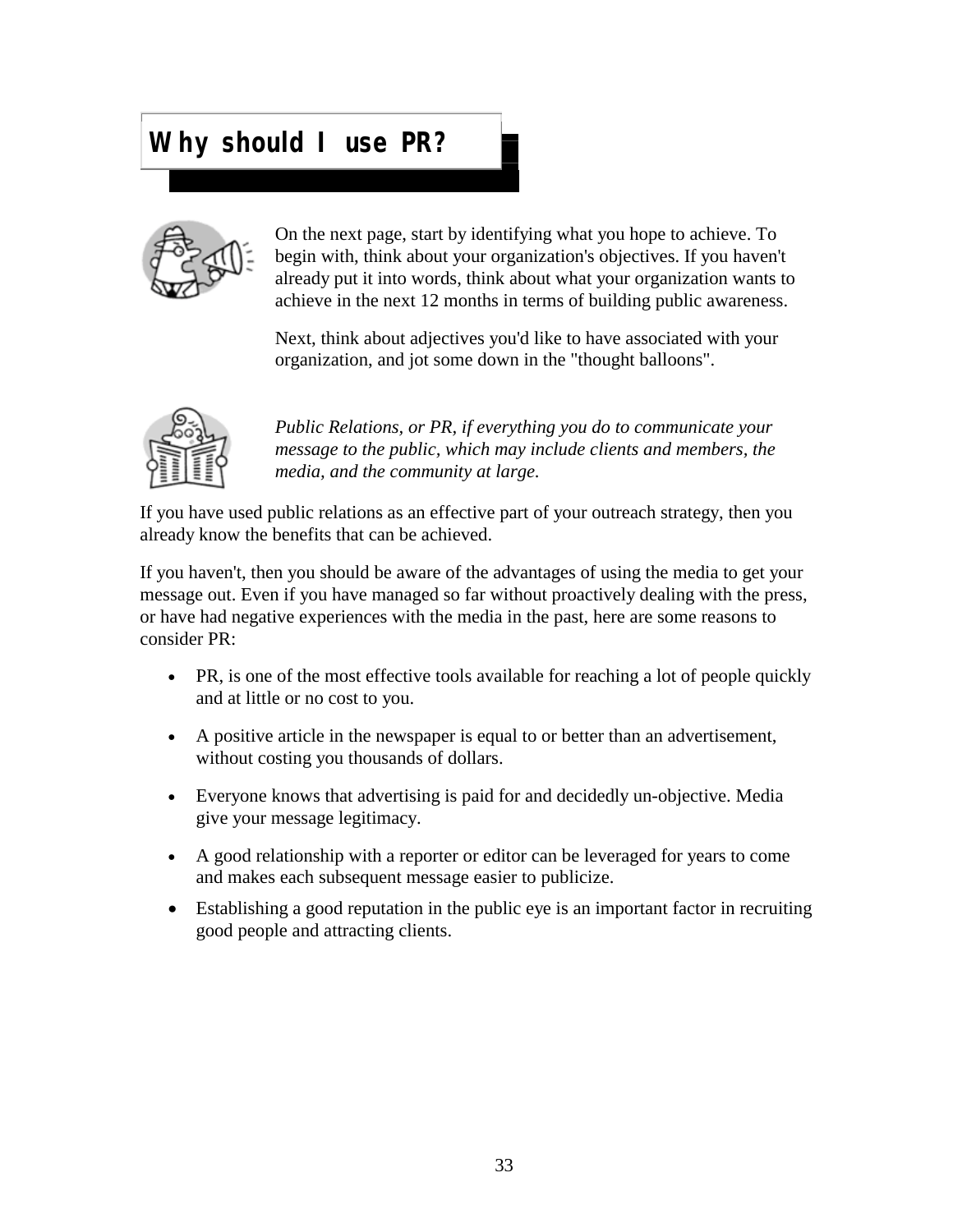# Why should I use PR?

On the next page, start by identifying what you hope to achieve. To begin with, think about your organization's objectives. If you haven't already put it into words, think about what your organization wants to achieve in the next 12 months in terms of building public awareness.

Next, think about adjectives you'd like to have associated with your organization, and jot some down in the "thought balloons".

*Public Relations, or PR, if everything you do to communicate your message to the public, which may include clients and members, the media, and the community at large.*

If you have used public relations as an effective part of your outreach strategy, then you already know the benefits that can be achieved.

If you haven't, then you should be aware of the advantages of using the media to get your message out. Even if you have managed so far without proactively dealing with the press, or have had negative experiences with the media in the past, here are some reasons to consider PR:

- PR, is one of the most effective tools available for reaching a lot of people quickly and at little or no cost to you.
- A positive article in the newspaper is equal to or better than an advertisement, without costing you thousands of dollars.
- Everyone knows that advertising is paid for and decidedly un-objective. Media give your message legitimacy.
- A good relationship with a reporter or editor can be leveraged for years to come and makes each subsequent message easier to publicize.
- Establishing a good reputation in the public eye is an important factor in recruiting good people and attracting clients.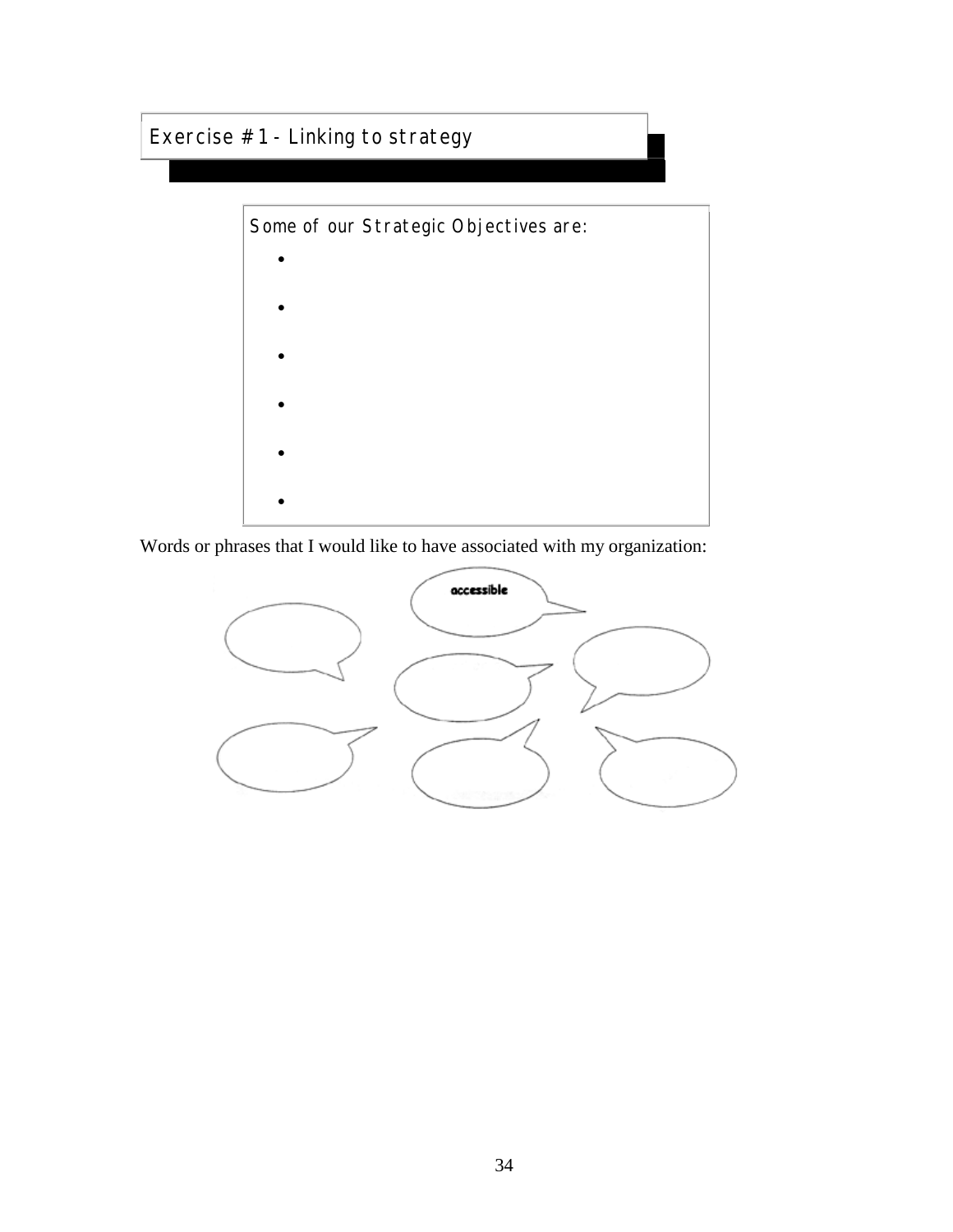## Exercise # 1 - Linking to strategy

Some of our Strategic Objectives are:

- 
- 
- 
- 
- 
- 

Words or phrases that I would like to have associated with my organization:

accessible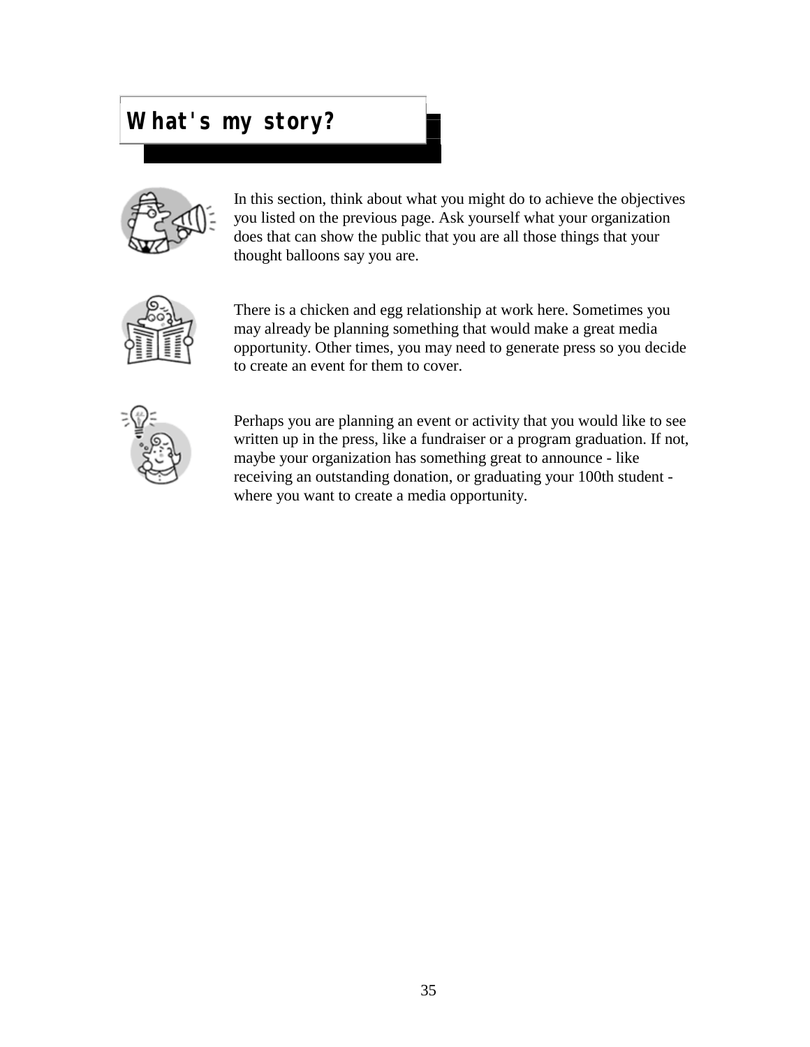# What's my story?

In this section, think about what you might do to achieve the objectives you listed on the previous page. Ask yourself what your organization does that can show the public that you are all those things that your thought balloons say you are.

There is a chicken and egg relationship at work here. Sometimes you may already be planning something that would make a great media opportunity. Other times, you may need to generate press so you decide to create an event for them to cover.

Perhaps you are planning an event or activity that you would like to see written up in the press, like a fundraiser or a program graduation. If not, maybe your organization has something great to announce - like receiving an outstanding donation, or graduating your 100th student - where you want to create a media opportunity.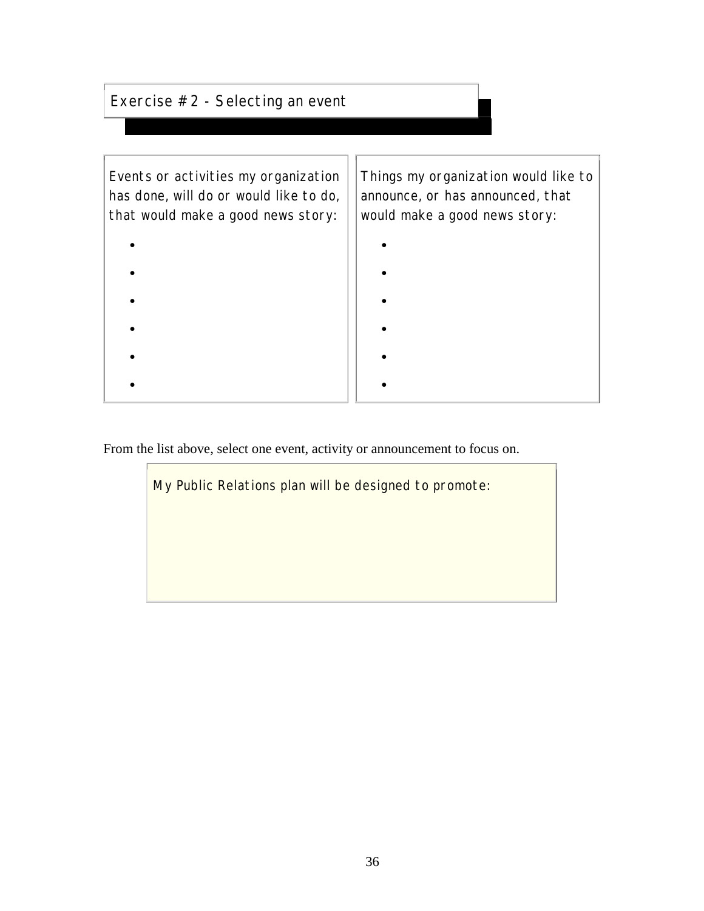## Exercise # 2 - Selecting an event

| Events or activities my organization has done, will do or would like to do, that would make a good news story: | Things my organization would like to announce, or has announced, that would make a good news story: |
|---|---|
| • | • |
| • | • |
| • | • |
| • | • |
| • | • |
| • | • |

From the list above, select one event, activity or announcement to focus on.

| My Public Relations plan will be designed to promote: |
|---|
| |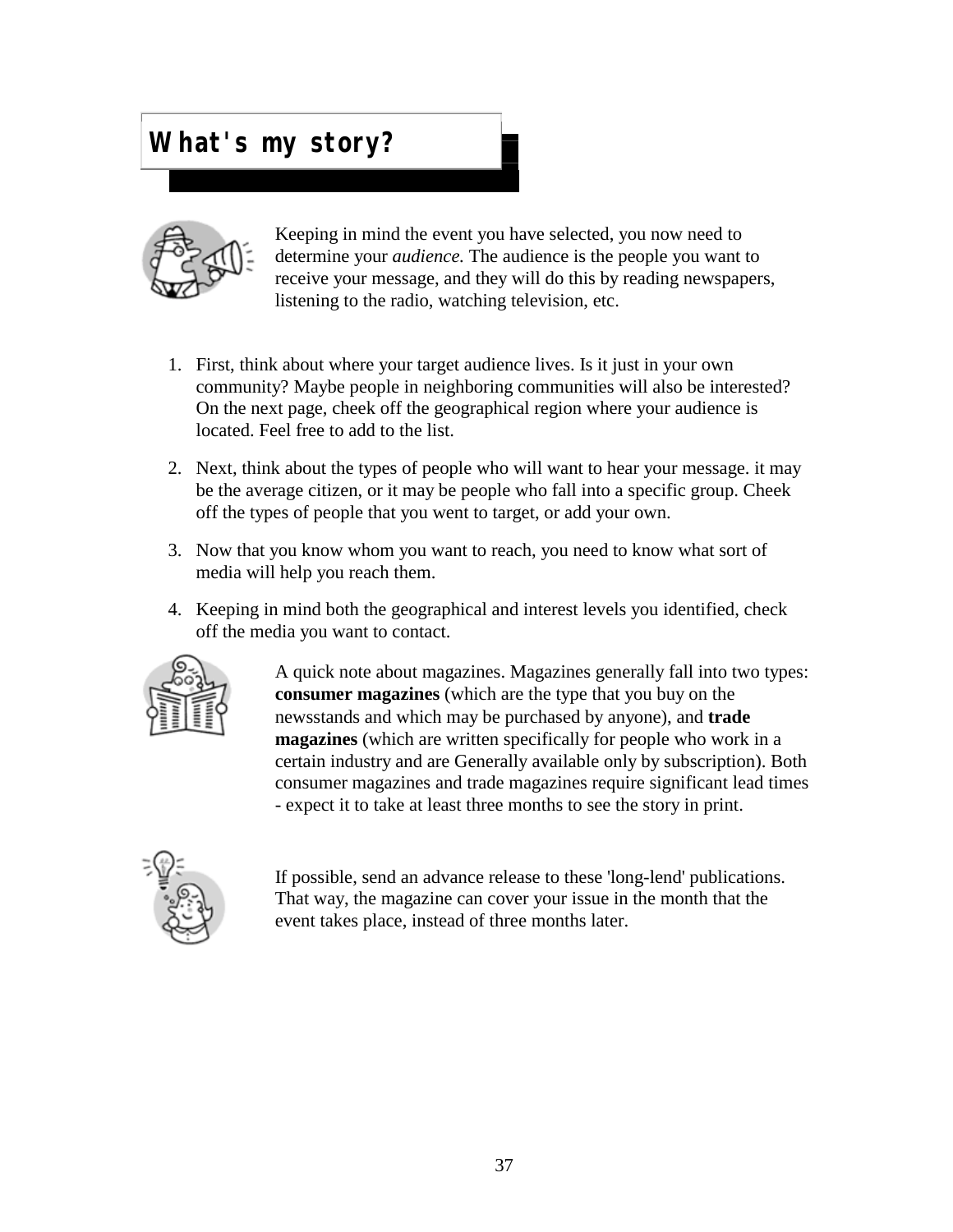# What's my story?

Keeping in mind the event you have selected, you now need to determine your *audience.* The audience is the people you want to receive your message, and they will do this by reading newspapers, listening to the radio, watching television, etc.

1. First, think about where your target audience lives. Is it just in your own community? Maybe people in neighboring communities will also be interested? On the next page, cheek off the geographical region where your audience is located. Feel free to add to the list.
2. Next, think about the types of people who will want to hear your message. it may be the average citizen, or it may be people who fall into a specific group. Cheek off the types of people that you went to target, or add your own.
3. Now that you know whom you want to reach, you need to know what sort of media will help you reach them.
4. Keeping in mind both the geographical and interest levels you identified, check off the media you want to contact.

A quick note about magazines. Magazines generally fall into two types: **consumer magazines** (which are the type that you buy on the newsstands and which may be purchased by anyone), and **trade magazines** (which are written specifically for people who work in a certain industry and are Generally available only by subscription). Both consumer magazines and trade magazines require significant lead times - expect it to take at least three months to see the story in print.

If possible, send an advance release to these 'long-lend' publications. That way, the magazine can cover your issue in the month that the event takes place, instead of three months later.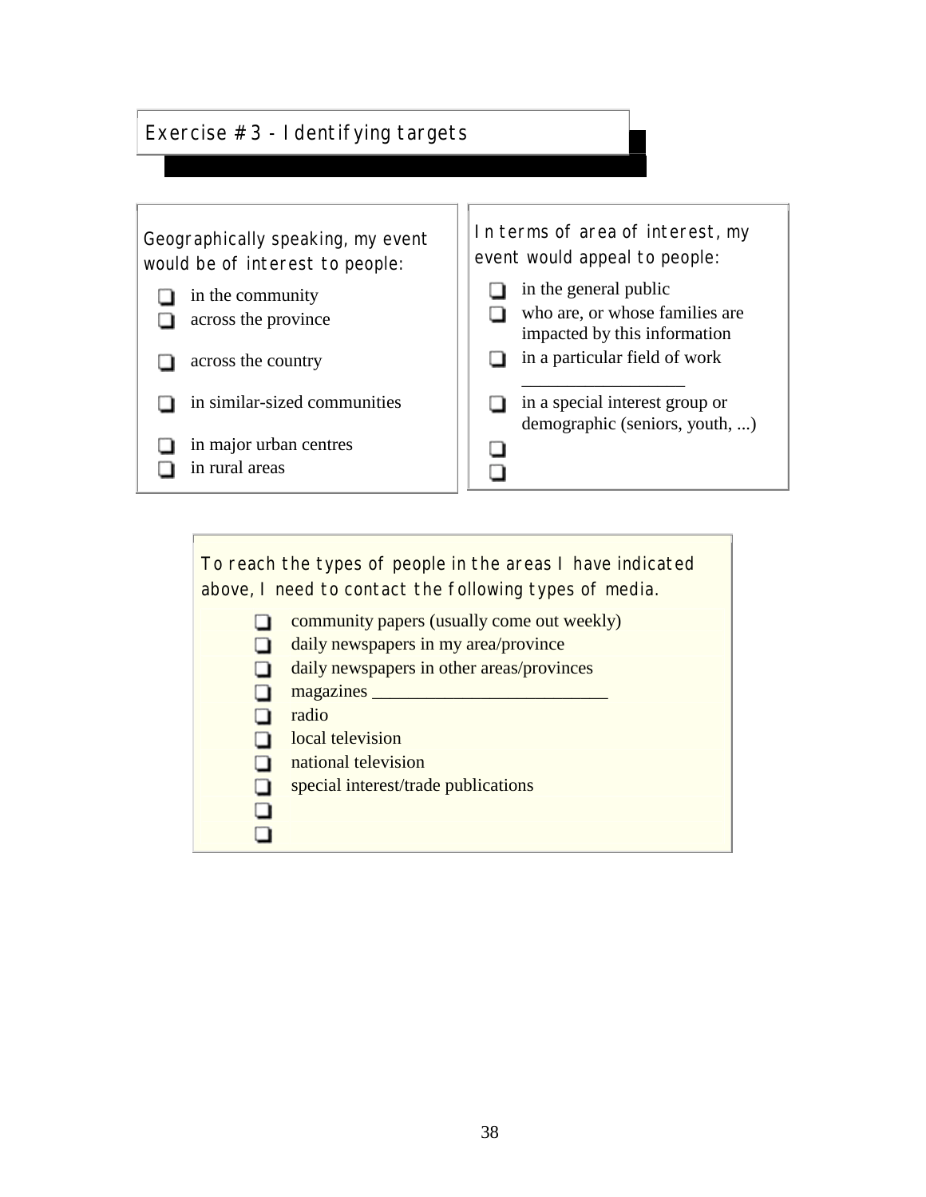## Exercise # 3 - Identifying targets

Geographically speaking, my event would be of interest to people:

- ❑ in the community
- ❑ across the province
- ❑ across the country
- ❑ in similar-sized communities
- ❑ in major urban centres
- ❑ in rural areas

In terms of area of interest, my event would appeal to people:

- ❑ in the general public
- ❑ who are, or whose families are impacted by this information
- ❑ in a particular field of work __________________
- ❑ in a special interest group or demographic (seniors, youth, ...)
- ❑
- ❑

To reach the types of people in the areas I have indicated above, I need to contact the following types of media.

- ❑ community papers (usually come out weekly)
- ❑ daily newspapers in my area/province
- ❑ daily newspapers in other areas/provinces
- ❑ magazines __________________________
- ❑ radio
- ❑ local television
- ❑ national television
- ❑ special interest/trade publications
- ❑
- ❑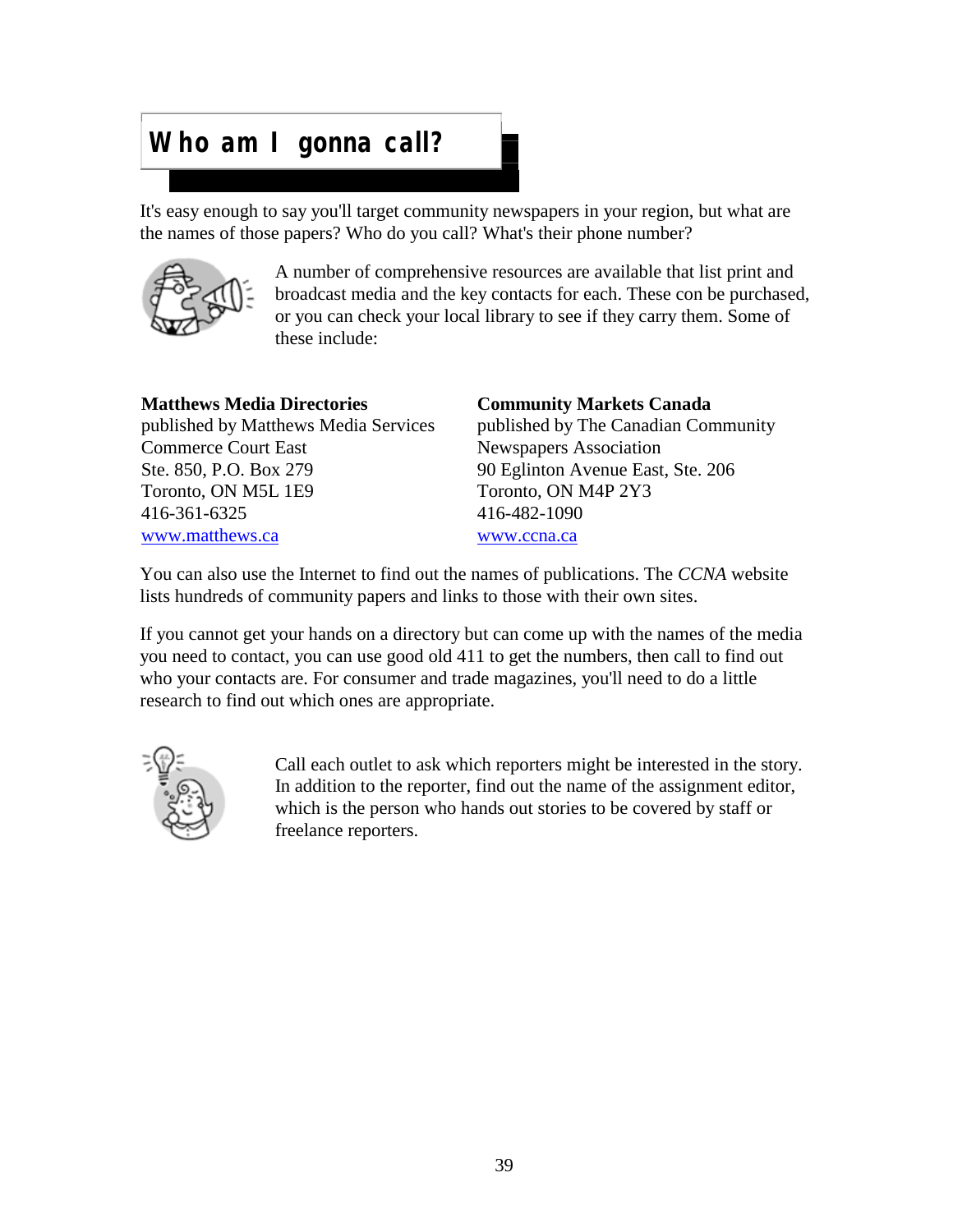# Who am I gonna call?

It's easy enough to say you'll target community newspapers in your region, but what are the names of those papers? Who do you call? What's their phone number?

A number of comprehensive resources are available that list print and broadcast media and the key contacts for each. These con be purchased, or you can check your local library to see if they carry them. Some of these include:

**Matthews Media Directories**
published by Matthews Media Services
Commerce Court East
Ste. 850, P.O. Box 279
Toronto, ON M5L 1E9
416-361-6325
www.matthews.ca

**Community Markets Canada**
published by The Canadian Community Newspapers Association
90 Eglinton Avenue East, Ste. 206
Toronto, ON M4P 2Y3
416-482-1090
www.ccna.ca

You can also use the Internet to find out the names of publications. The *CCNA* website lists hundreds of community papers and links to those with their own sites.

If you cannot get your hands on a directory but can come up with the names of the media you need to contact, you can use good old 411 to get the numbers, then call to find out who your contacts are. For consumer and trade magazines, you'll need to do a little research to find out which ones are appropriate.

Call each outlet to ask which reporters might be interested in the story. In addition to the reporter, find out the name of the assignment editor, which is the person who hands out stories to be covered by staff or freelance reporters.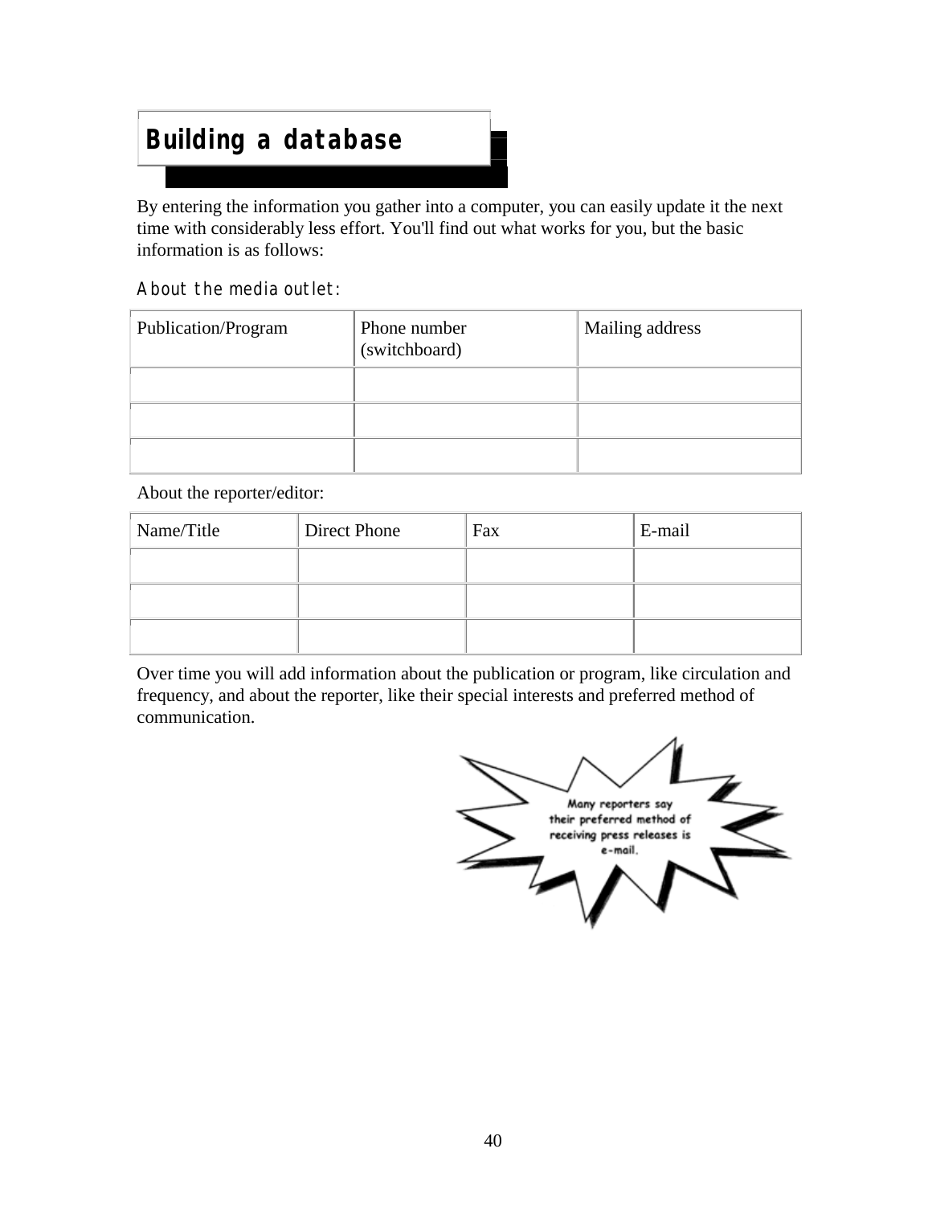## Building a database

By entering the information you gather into a computer, you can easily update it the next time with considerably less effort. You'll find out what works for you, but the basic information is as follows:

About the media outlet:

| Publication/Program | Phone number (switchboard) | Mailing address |
|---|---|---|
| | | |
| | | |
| | | |

About the reporter/editor:

| Name/Title | Direct Phone | Fax | E-mail |
|---|---|---|---|
| | | | |
| | | | |
| | | | |

Over time you will add information about the publication or program, like circulation and frequency, and about the reporter, like their special interests and preferred method of communication.

Many reporters say their preferred method of receiving press releases is e-mail.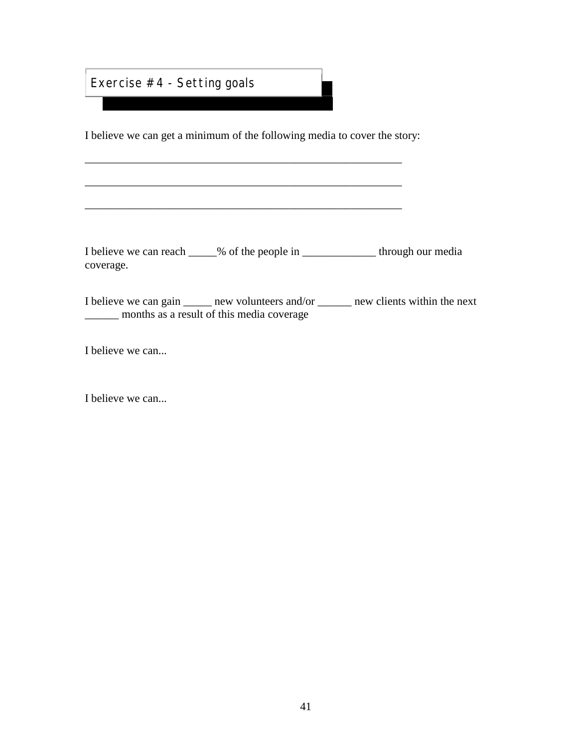## Exercise # 4 - Setting goals

I believe we can get a minimum of the following media to cover the story:

__________________________________________________________

__________________________________________________________

__________________________________________________________

I believe we can reach _____% of the people in _____________ through our media coverage.

I believe we can gain _____ new volunteers and/or ______ new clients within the next ______ months as a result of this media coverage

I believe we can...

I believe we can...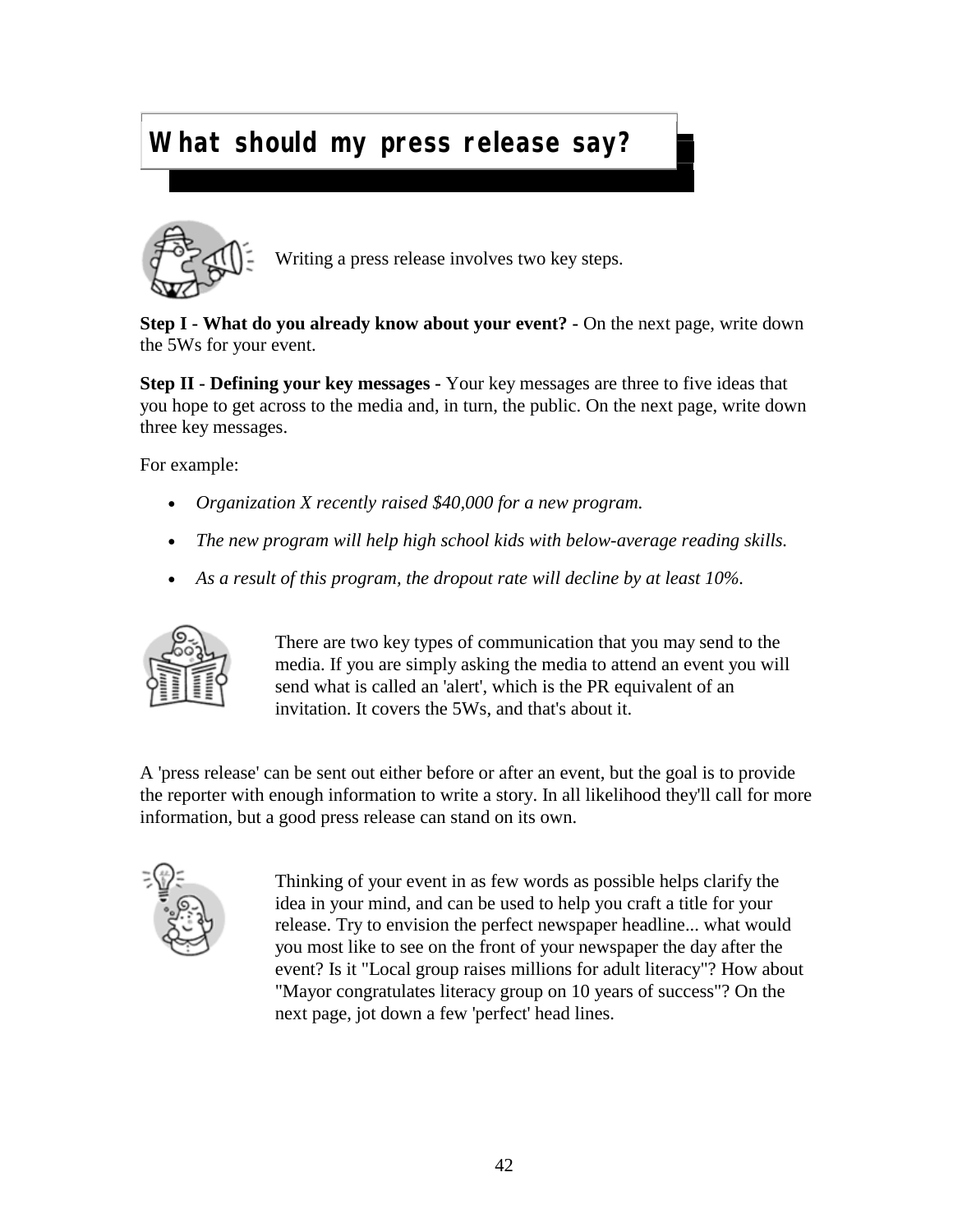# What should my press release say?

Writing a press release involves two key steps.

**Step I - What do you already know about your event? -** On the next page, write down the 5Ws for your event.

**Step II - Defining your key messages -** Your key messages are three to five ideas that you hope to get across to the media and, in turn, the public. On the next page, write down three key messages.

For example:

- *Organization X recently raised $40,000 for a new program.*
- *The new program will help high school kids with below-average reading skills.*
- *As a result of this program, the dropout rate will decline by at least 10%.*

There are two key types of communication that you may send to the media. If you are simply asking the media to attend an event you will send what is called an 'alert', which is the PR equivalent of an invitation. It covers the 5Ws, and that's about it.

A 'press release' can be sent out either before or after an event, but the goal is to provide the reporter with enough information to write a story. In all likelihood they'll call for more information, but a good press release can stand on its own.

Thinking of your event in as few words as possible helps clarify the idea in your mind, and can be used to help you craft a title for your release. Try to envision the perfect newspaper headline... what would you most like to see on the front of your newspaper the day after the event? Is it "Local group raises millions for adult literacy"? How about "Mayor congratulates literacy group on 10 years of success"? On the next page, jot down a few 'perfect' head lines.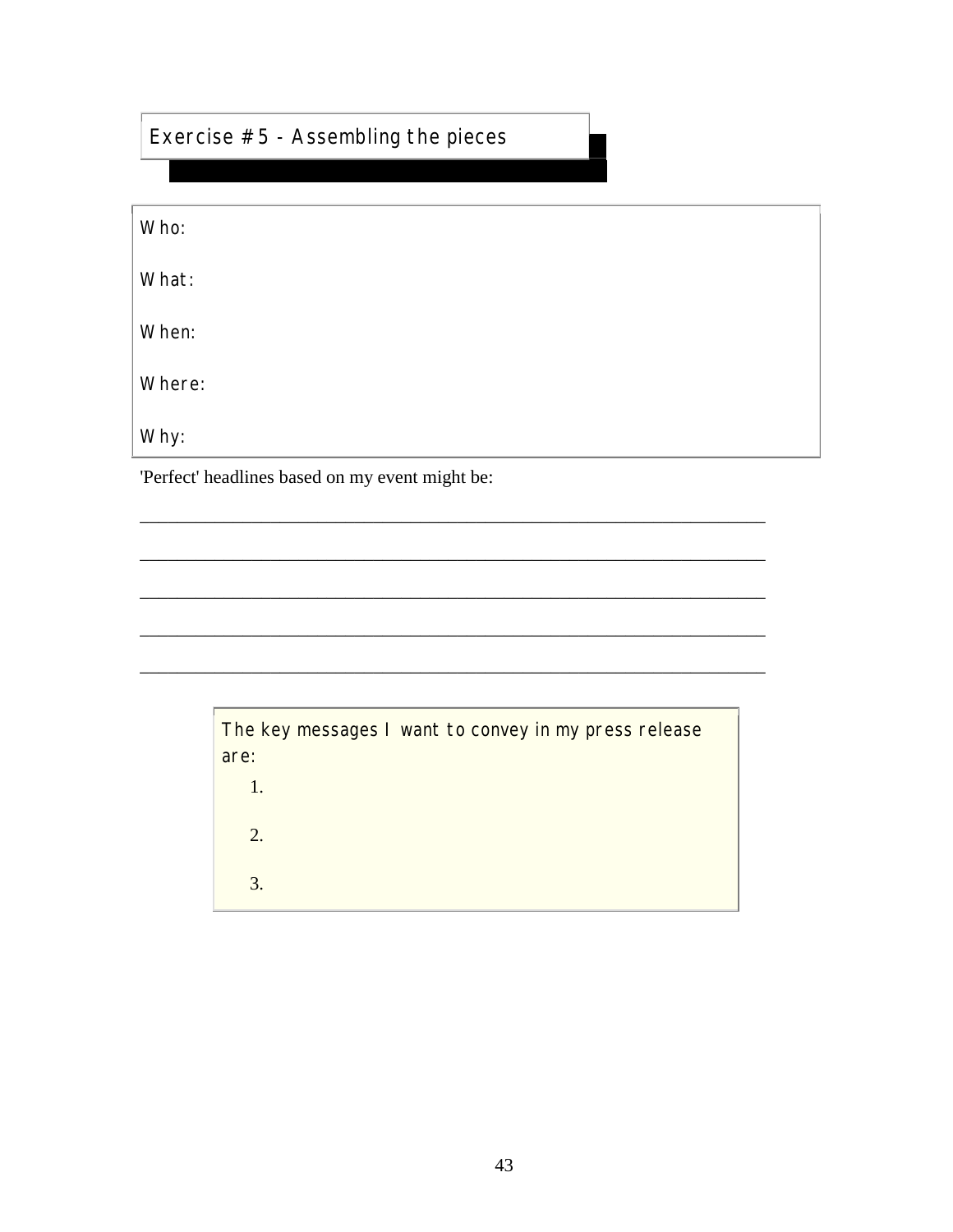## Exercise # 5 - Assembling the pieces

Who:

What:

When:

Where:

Why:

'Perfect' headlines based on my event might be:

_____________________________________________________________________

_____________________________________________________________________

_____________________________________________________________________

_____________________________________________________________________

_____________________________________________________________________

The key messages I want to convey in my press release are:

1.

2.

3.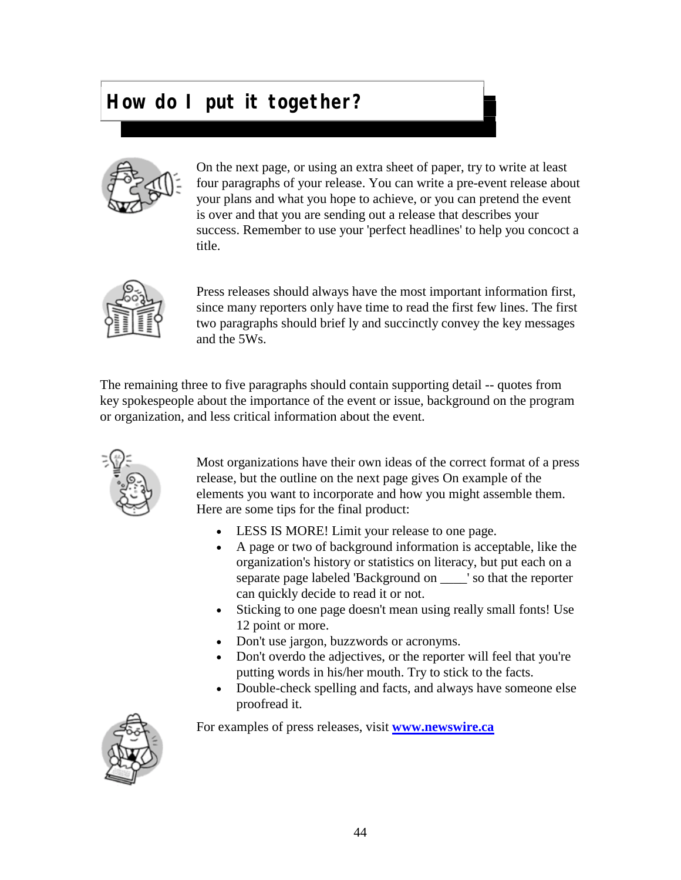# How do I put it together?

On the next page, or using an extra sheet of paper, try to write at least four paragraphs of your release. You can write a pre-event release about your plans and what you hope to achieve, or you can pretend the event is over and that you are sending out a release that describes your success. Remember to use your 'perfect headlines' to help you concoct a title.

Press releases should always have the most important information first, since many reporters only have time to read the first few lines. The first two paragraphs should brief ly and succinctly convey the key messages and the 5Ws.

The remaining three to five paragraphs should contain supporting detail -- quotes from key spokespeople about the importance of the event or issue, background on the program or organization, and less critical information about the event.

Most organizations have their own ideas of the correct format of a press release, but the outline on the next page gives On example of the elements you want to incorporate and how you might assemble them. Here are some tips for the final product:

- LESS IS MORE! Limit your release to one page.
- A page or two of background information is acceptable, like the organization's history or statistics on literacy, but put each on a separate page labeled 'Background on ____' so that the reporter can quickly decide to read it or not.
- Sticking to one page doesn't mean using really small fonts! Use 12 point or more.
- Don't use jargon, buzzwords or acronyms.
- Don't overdo the adjectives, or the reporter will feel that you're putting words in his/her mouth. Try to stick to the facts.
- Double-check spelling and facts, and always have someone else proofread it.

For examples of press releases, visit **www.newswire.ca**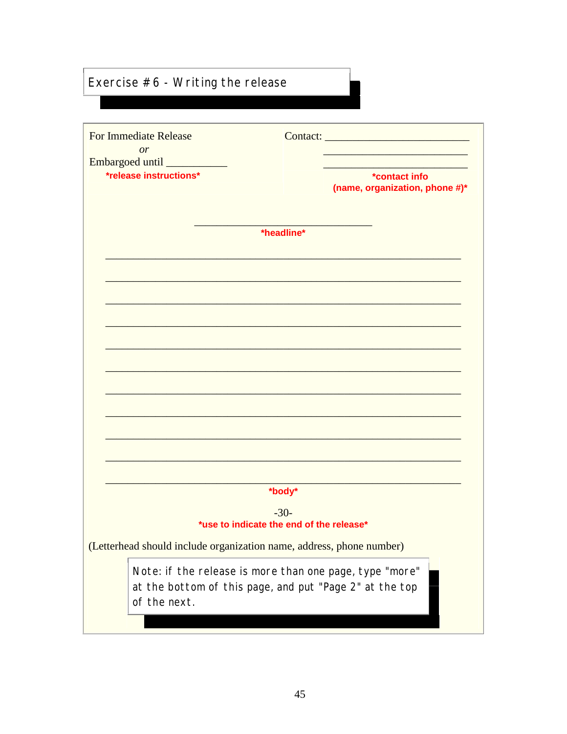## Exercise # 6 - Writing the release

For Immediate Release
*or*
Embargoed until ___________
***release instructions***

Contact: __________________________
__________________________
__________________________
***contact info (name, organization, phone #)***

_________________________________
***headline***

_________________________________________________________________

_________________________________________________________________

_________________________________________________________________

_________________________________________________________________

_________________________________________________________________

_________________________________________________________________

_________________________________________________________________

_________________________________________________________________

_________________________________________________________________

_________________________________________________________________

_________________________________________________________________
***body***

-30-
***use to indicate the end of the release***

(Letterhead should include organization name, address, phone number)

Note: if the release is more than one page, type "more" at the bottom of this page, and put "Page 2" at the top of the next.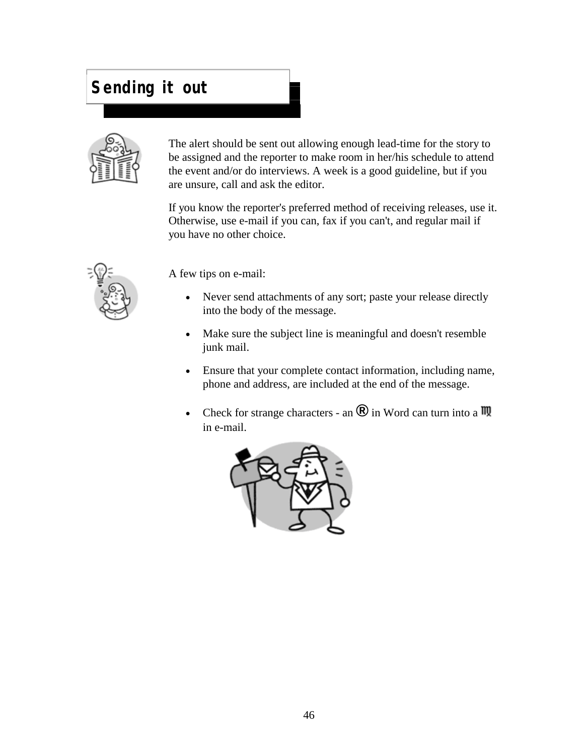# Sending it out

The alert should be sent out allowing enough lead-time for the story to be assigned and the reporter to make room in her/his schedule to attend the event and/or do interviews. A week is a good guideline, but if you are unsure, call and ask the editor.

If you know the reporter's preferred method of receiving releases, use it. Otherwise, use e-mail if you can, fax if you can't, and regular mail if you have no other choice.

A few tips on e-mail:

- Never send attachments of any sort; paste your release directly into the body of the message.
- Make sure the subject line is meaningful and doesn't resemble junk mail.
- Ensure that your complete contact information, including name, phone and address, are included at the end of the message.
- Check for strange characters - an ® in Word can turn into a ♍ in e-mail.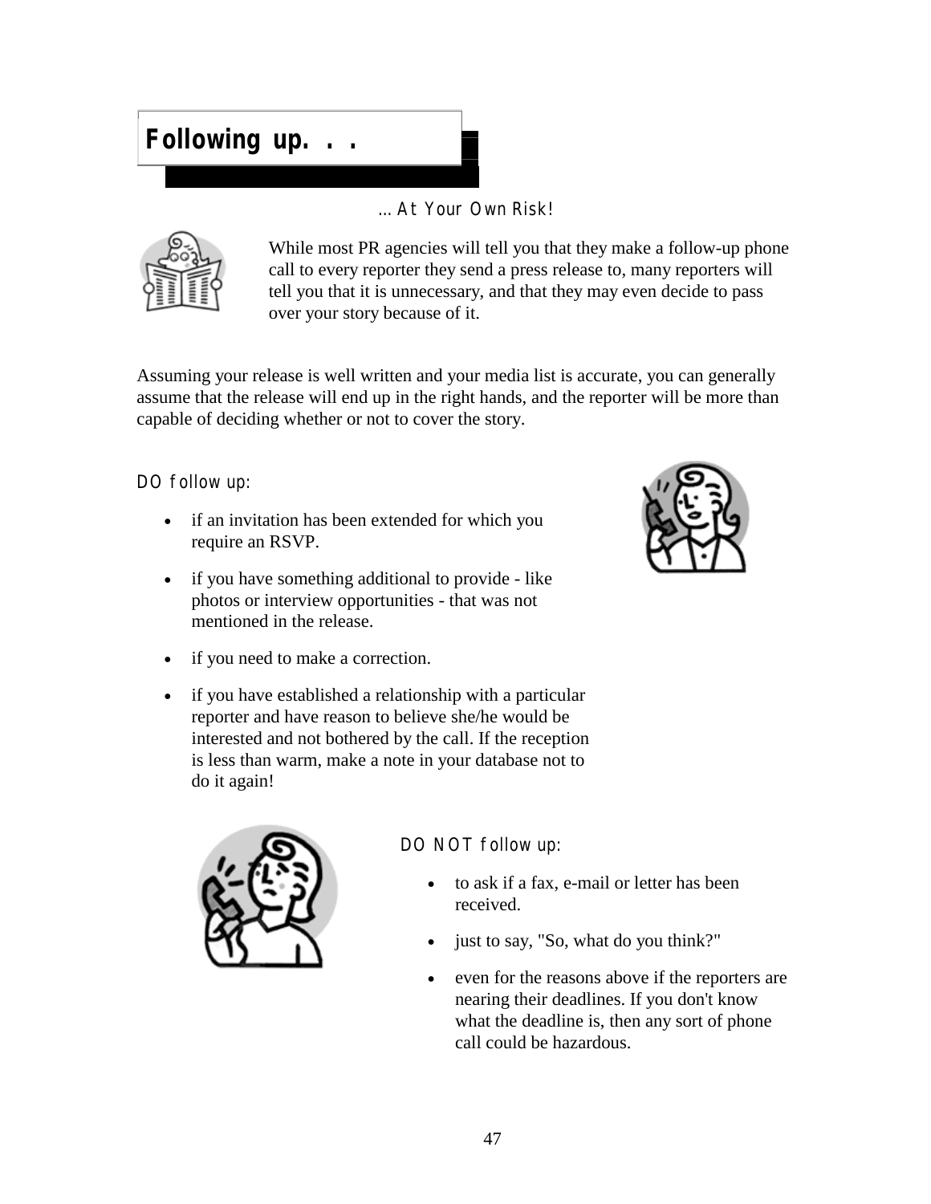# Following up. . .

… At Your Own Risk!

While most PR agencies will tell you that they make a follow-up phone call to every reporter they send a press release to, many reporters will tell you that it is unnecessary, and that they may even decide to pass over your story because of it.

Assuming your release is well written and your media list is accurate, you can generally assume that the release will end up in the right hands, and the reporter will be more than capable of deciding whether or not to cover the story.

DO follow up:

- if an invitation has been extended for which you require an RSVP.
- if you have something additional to provide - like photos or interview opportunities - that was not mentioned in the release.
- if you need to make a correction.
- if you have established a relationship with a particular reporter and have reason to believe she/he would be interested and not bothered by the call. If the reception is less than warm, make a note in your database not to do it again!

DO NOT follow up:

- to ask if a fax, e-mail or letter has been received.
- just to say, "So, what do you think?"
- even for the reasons above if the reporters are nearing their deadlines. If you don't know what the deadline is, then any sort of phone call could be hazardous.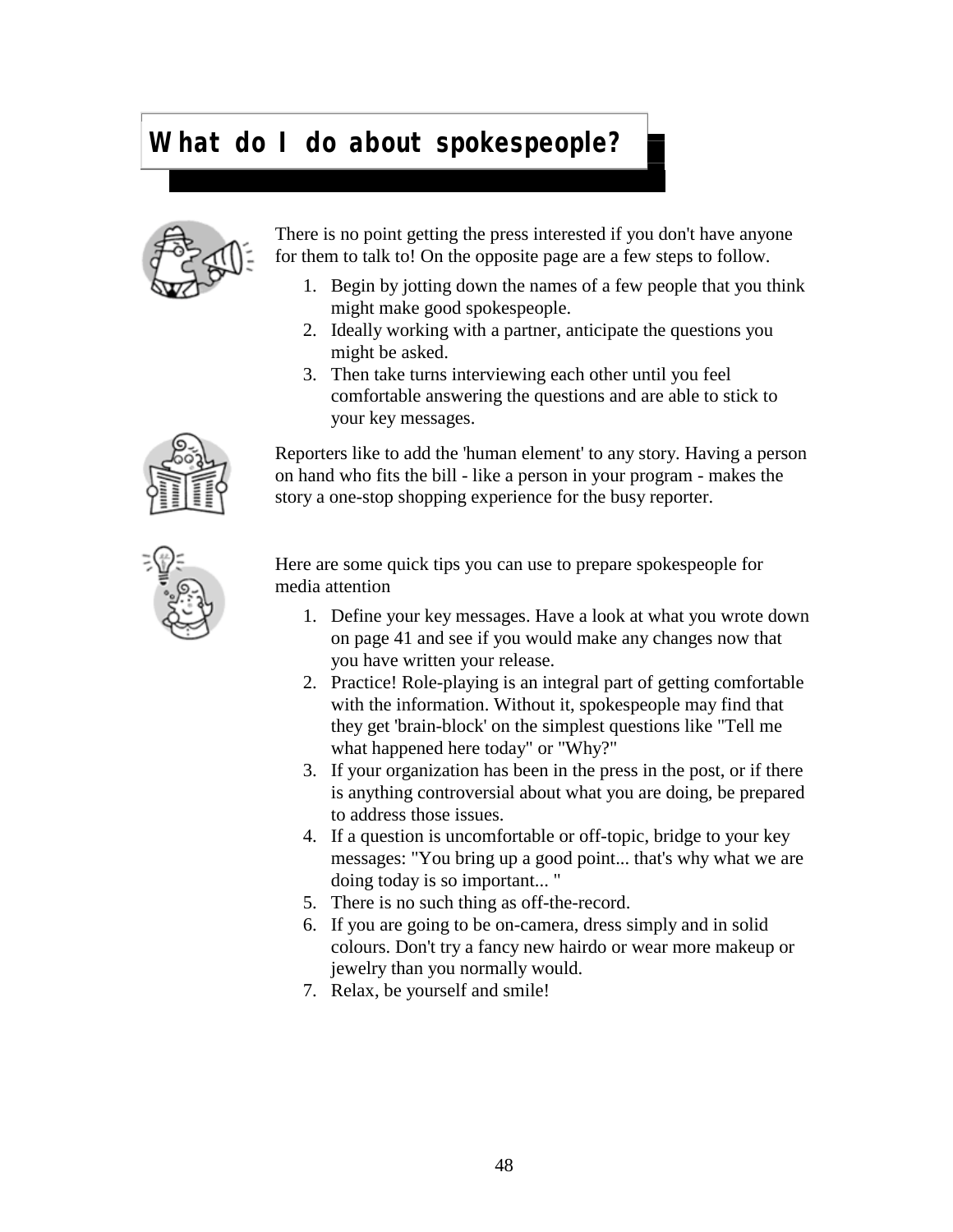# What do I do about spokespeople?

There is no point getting the press interested if you don't have anyone for them to talk to! On the opposite page are a few steps to follow.

1. Begin by jotting down the names of a few people that you think might make good spokespeople.
2. Ideally working with a partner, anticipate the questions you might be asked.
3. Then take turns interviewing each other until you feel comfortable answering the questions and are able to stick to your key messages.

Reporters like to add the 'human element' to any story. Having a person on hand who fits the bill - like a person in your program - makes the story a one-stop shopping experience for the busy reporter.

Here are some quick tips you can use to prepare spokespeople for media attention

1. Define your key messages. Have a look at what you wrote down on page 41 and see if you would make any changes now that you have written your release.
2. Practice! Role-playing is an integral part of getting comfortable with the information. Without it, spokespeople may find that they get 'brain-block' on the simplest questions like "Tell me what happened here today" or "Why?"
3. If your organization has been in the press in the post, or if there is anything controversial about what you are doing, be prepared to address those issues.
4. If a question is uncomfortable or off-topic, bridge to your key messages: "You bring up a good point... that's why what we are doing today is so important... "
5. There is no such thing as off-the-record.
6. If you are going to be on-camera, dress simply and in solid colours. Don't try a fancy new hairdo or wear more makeup or jewelry than you normally would.
7. Relax, be yourself and smile!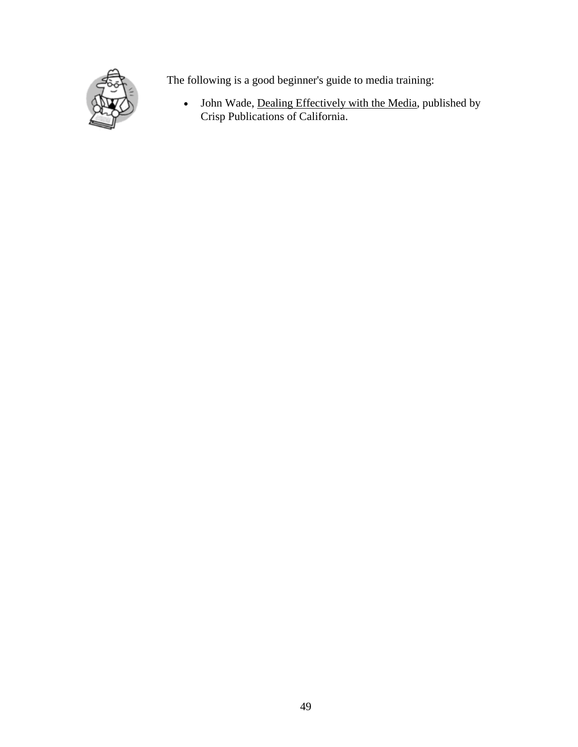The following is a good beginner's guide to media training:

- John Wade, Dealing Effectively with the Media, published by Crisp Publications of California.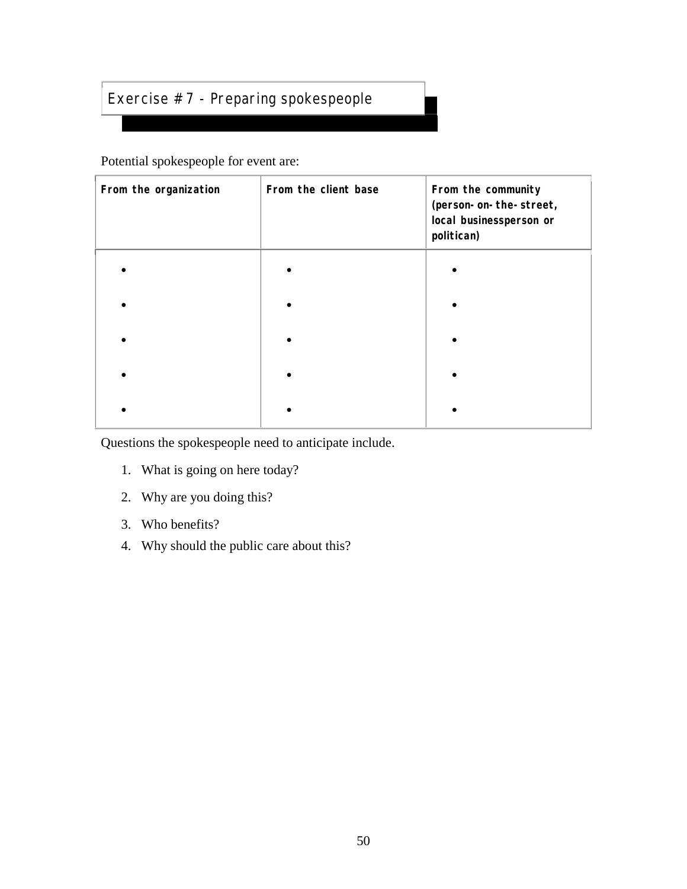## Exercise # 7 - Preparing spokespeople

Potential spokespeople for event are:

| From the organization | From the client base | From the community (person-on-the-street, local businessperson or politican) |
|---|---|---|
| • | • | • |
| • | • | • |
| • | • | • |
| • | • | • |
| • | • | • |

Questions the spokespeople need to anticipate include.

1. What is going on here today?
2. Why are you doing this?
3. Who benefits?
4. Why should the public care about this?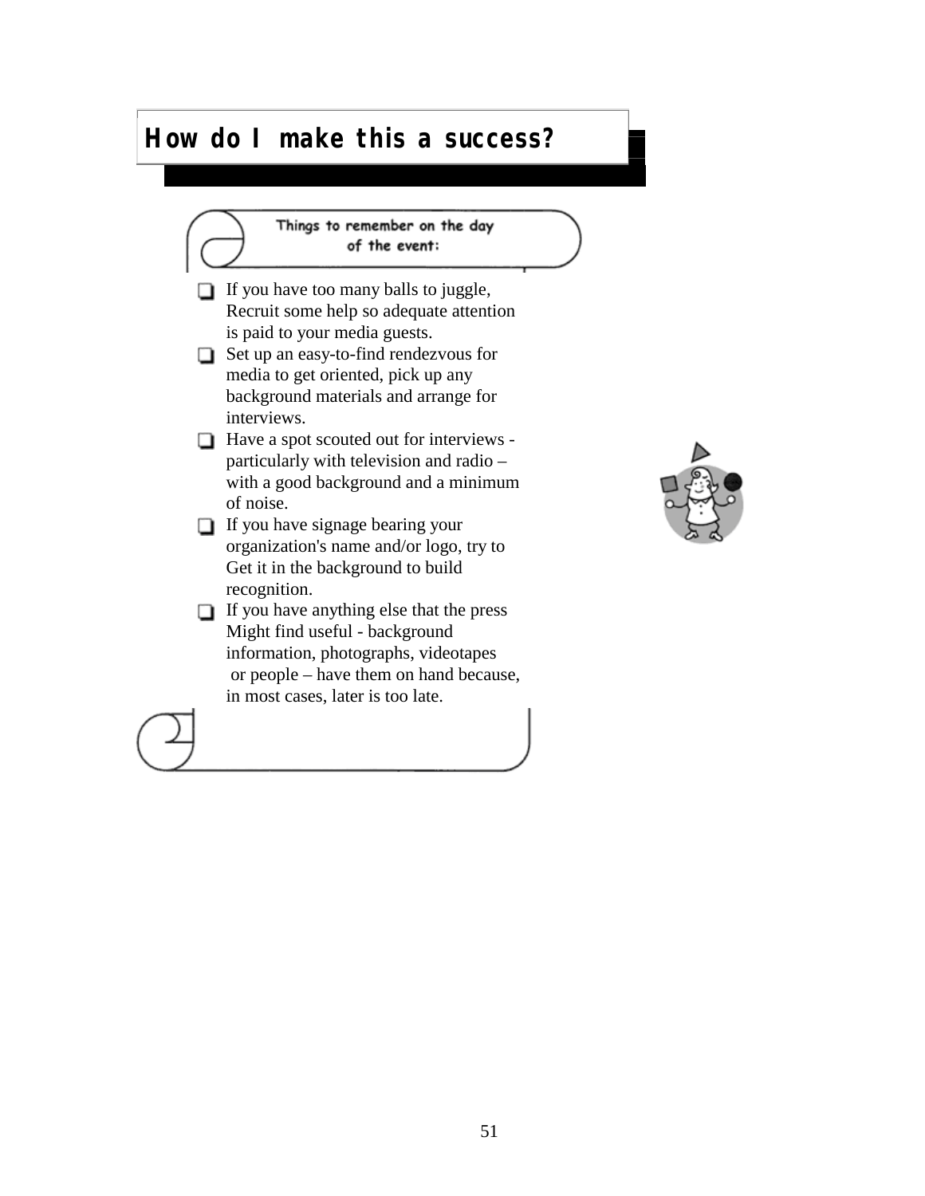# How do I make this a success?

**Things to remember on the day of the event:**

- If you have too many balls to juggle, Recruit some help so adequate attention is paid to your media guests.
- Set up an easy-to-find rendezvous for media to get oriented, pick up any background materials and arrange for interviews.
- Have a spot scouted out for interviews - particularly with television and radio – with a good background and a minimum of noise.
- If you have signage bearing your organization's name and/or logo, try to Get it in the background to build recognition.
- If you have anything else that the press Might find useful - background information, photographs, videotapes or people – have them on hand because, in most cases, later is too late.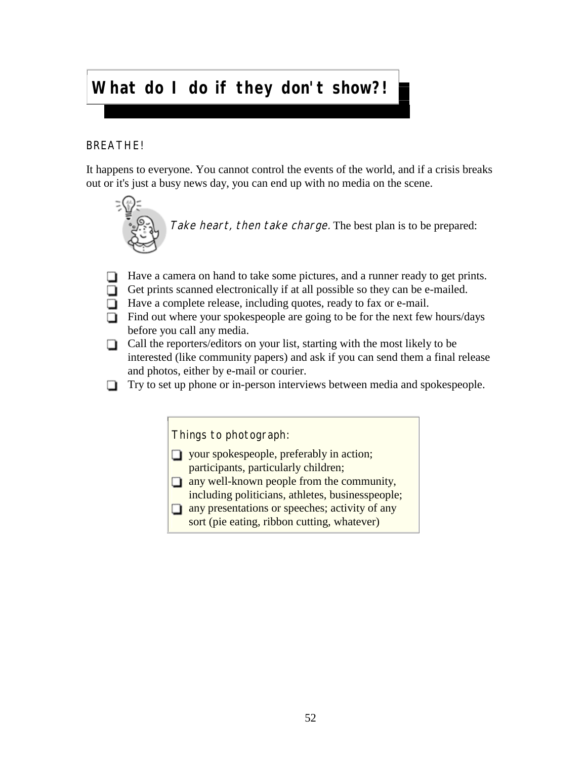# What do I do if they don't show?!

BREATHE!

It happens to everyone. You cannot control the events of the world, and if a crisis breaks out or it's just a busy news day, you can end up with no media on the scene.

*Take heart, then take charge.* The best plan is to be prepared:

- Have a camera on hand to take some pictures, and a runner ready to get prints.
- Get prints scanned electronically if at all possible so they can be e-mailed.
- Have a complete release, including quotes, ready to fax or e-mail.
- Find out where your spokespeople are going to be for the next few hours/days before you call any media.
- Call the reporters/editors on your list, starting with the most likely to be interested (like community papers) and ask if you can send them a final release and photos, either by e-mail or courier.
- Try to set up phone or in-person interviews between media and spokespeople.

Things to photograph:

- your spokespeople, preferably in action; participants, particularly children;
- any well-known people from the community, including politicians, athletes, businesspeople;
- any presentations or speeches; activity of any sort (pie eating, ribbon cutting, whatever)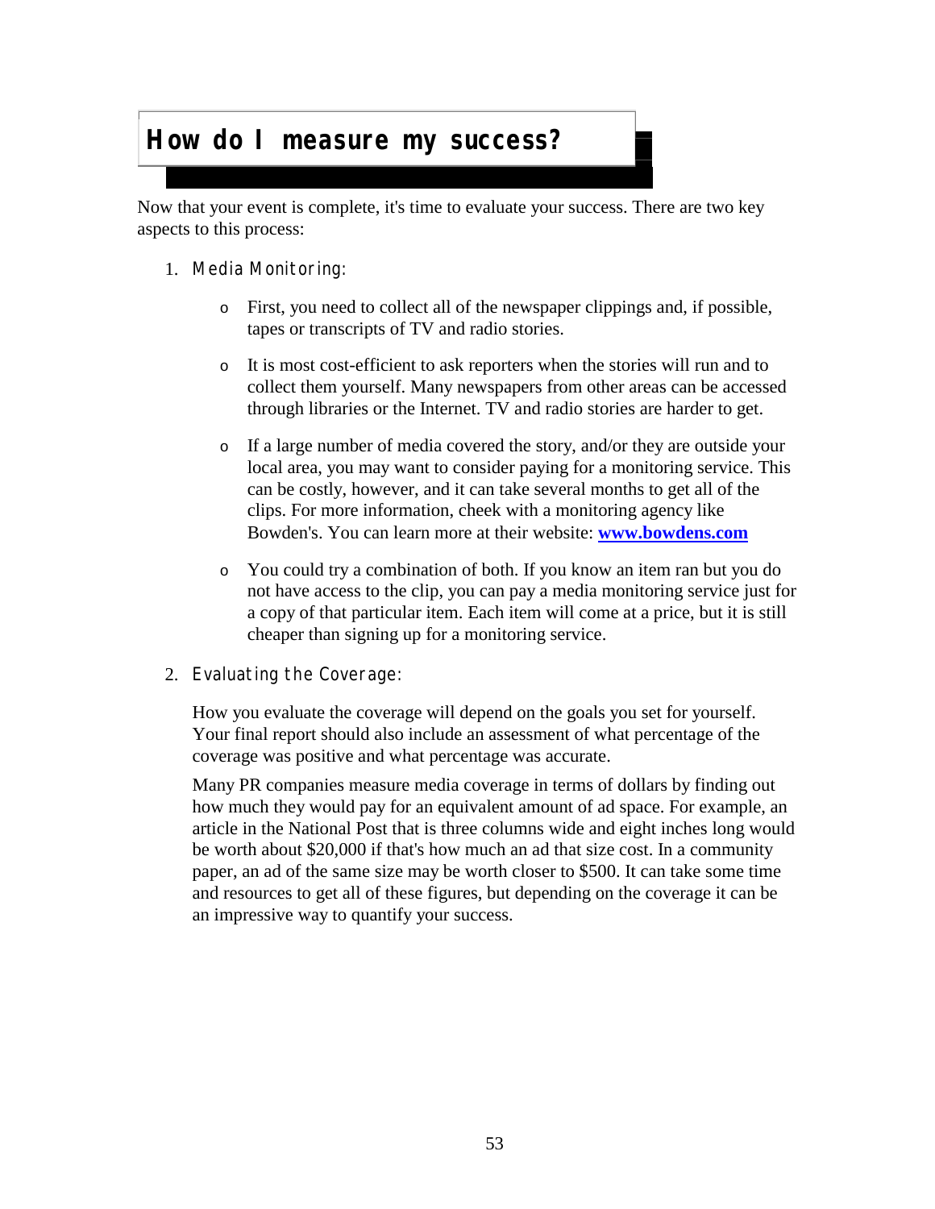# How do I measure my success?

Now that your event is complete, it's time to evaluate your success. There are two key aspects to this process:

1. Media Monitoring:

   - First, you need to collect all of the newspaper clippings and, if possible, tapes or transcripts of TV and radio stories.

   - It is most cost-efficient to ask reporters when the stories will run and to collect them yourself. Many newspapers from other areas can be accessed through libraries or the Internet. TV and radio stories are harder to get.

   - If a large number of media covered the story, and/or they are outside your local area, you may want to consider paying for a monitoring service. This can be costly, however, and it can take several months to get all of the clips. For more information, cheek with a monitoring agency like Bowden's. You can learn more at their website: **www.bowdens.com**

   - You could try a combination of both. If you know an item ran but you do not have access to the clip, you can pay a media monitoring service just for a copy of that particular item. Each item will come at a price, but it is still cheaper than signing up for a monitoring service.

2. Evaluating the Coverage:

   How you evaluate the coverage will depend on the goals you set for yourself. Your final report should also include an assessment of what percentage of the coverage was positive and what percentage was accurate.

   Many PR companies measure media coverage in terms of dollars by finding out how much they would pay for an equivalent amount of ad space. For example, an article in the National Post that is three columns wide and eight inches long would be worth about $20,000 if that's how much an ad that size cost. In a community paper, an ad of the same size may be worth closer to $500. It can take some time and resources to get all of these figures, but depending on the coverage it can be an impressive way to quantify your success.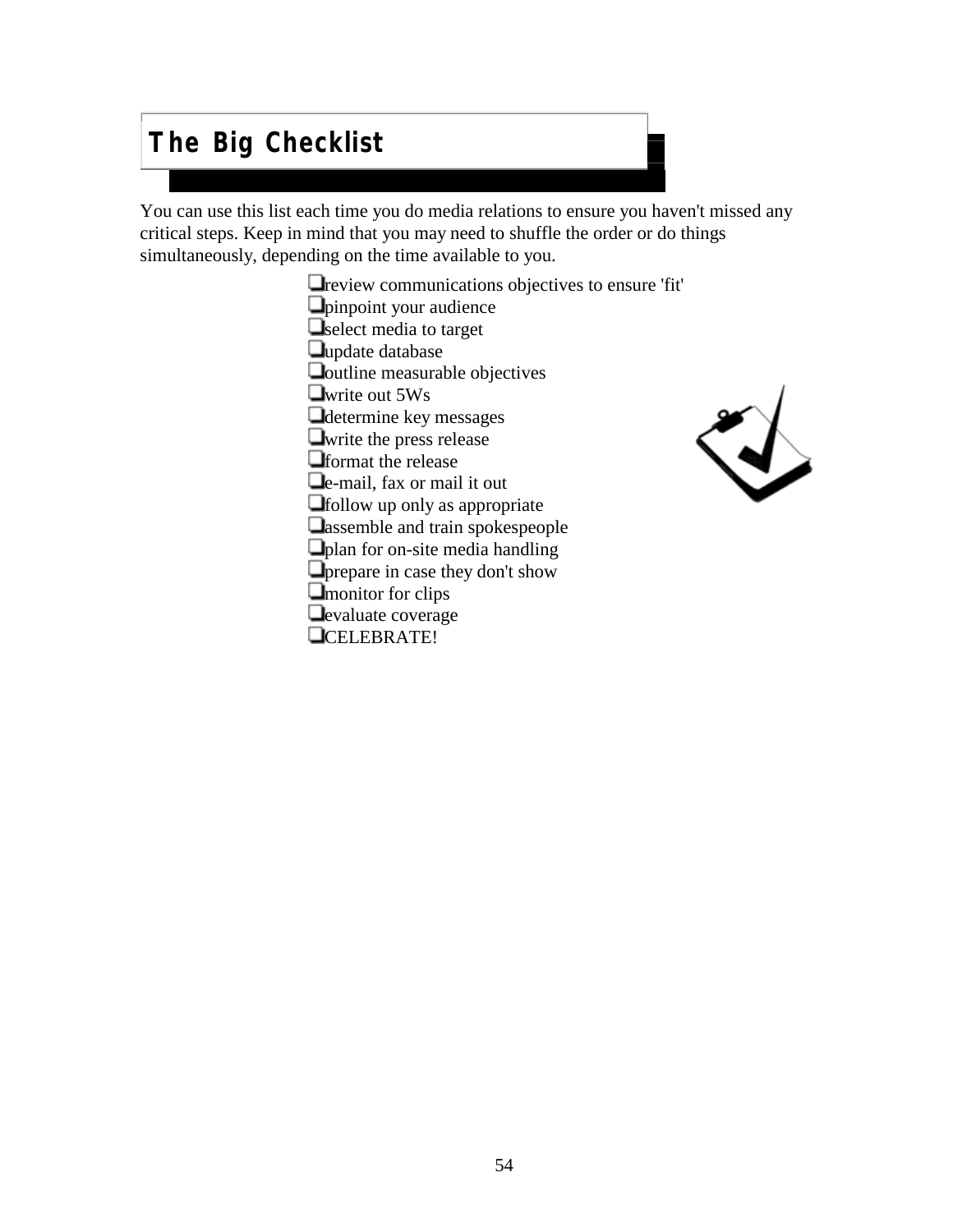# The Big Checklist

You can use this list each time you do media relations to ensure you haven't missed any critical steps. Keep in mind that you may need to shuffle the order or do things simultaneously, depending on the time available to you.

- ❑ review communications objectives to ensure 'fit'
- ❑ pinpoint your audience
- ❑ select media to target
- ❑ update database
- ❑ outline measurable objectives
- ❑ write out 5Ws
- ❑ determine key messages
- ❑ write the press release
- ❑ format the release
- ❑ e-mail, fax or mail it out
- ❑ follow up only as appropriate
- ❑ assemble and train spokespeople
- ❑ plan for on-site media handling
- ❑ prepare in case they don't show
- ❑ monitor for clips
- ❑ evaluate coverage
- ❑ CELEBRATE!